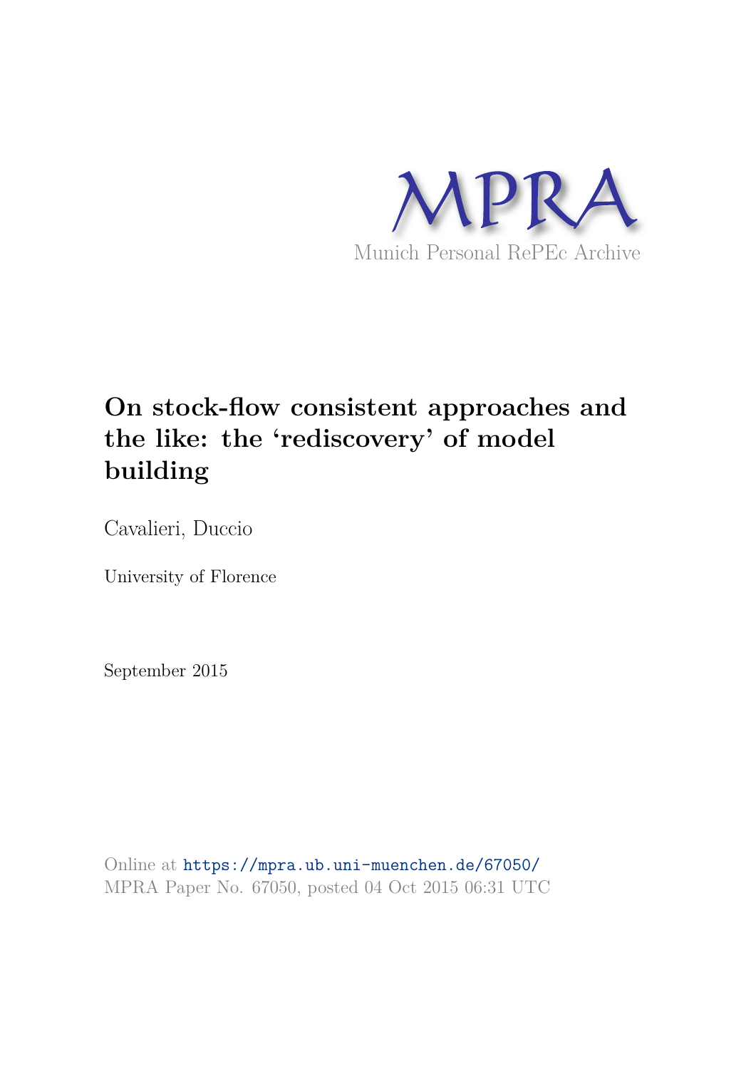MPRA

Munich Personal RePEc Archive

# On stock-flow consistent approaches and the like: the 'rediscovery' of model building

Cavalieri, Duccio

University of Florence

September 2015

Online at https://mpra.ub.uni-muenchen.de/67050/
MPRA Paper No. 67050, posted 04 Oct 2015 06:31 UTC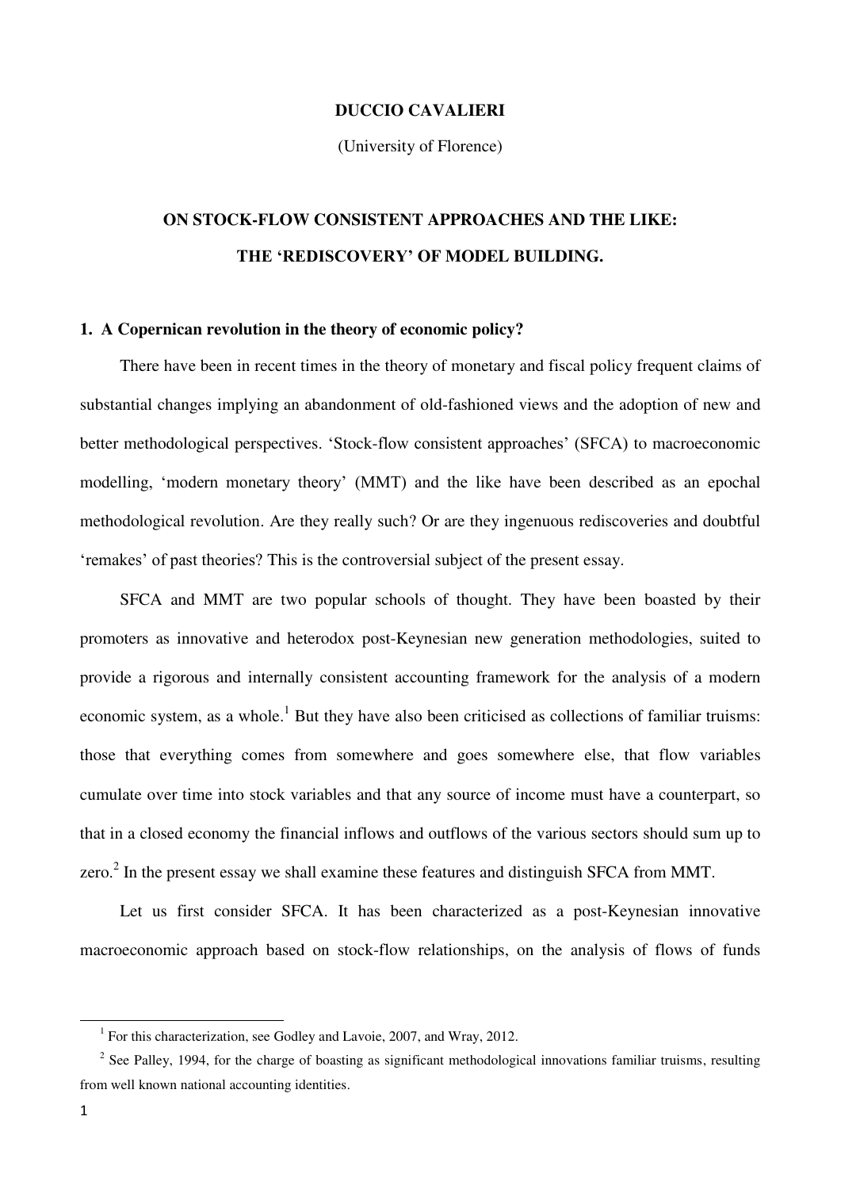**DUCCIO CAVALIERI**

(University of Florence)

# ON STOCK-FLOW CONSISTENT APPROACHES AND THE LIKE: THE 'REDISCOVERY' OF MODEL BUILDING.

## 1. A Copernican revolution in the theory of economic policy?

There have been in recent times in the theory of monetary and fiscal policy frequent claims of substantial changes implying an abandonment of old-fashioned views and the adoption of new and better methodological perspectives. 'Stock-flow consistent approaches' (SFCA) to macroeconomic modelling, 'modern monetary theory' (MMT) and the like have been described as an epochal methodological revolution. Are they really such? Or are they ingenuous rediscoveries and doubtful 'remakes' of past theories? This is the controversial subject of the present essay.

SFCA and MMT are two popular schools of thought. They have been boasted by their promoters as innovative and heterodox post-Keynesian new generation methodologies, suited to provide a rigorous and internally consistent accounting framework for the analysis of a modern economic system, as a whole.[1] But they have also been criticised as collections of familiar truisms: those that everything comes from somewhere and goes somewhere else, that flow variables cumulate over time into stock variables and that any source of income must have a counterpart, so that in a closed economy the financial inflows and outflows of the various sectors should sum up to zero.[2] In the present essay we shall examine these features and distinguish SFCA from MMT.

Let us first consider SFCA. It has been characterized as a post-Keynesian innovative macroeconomic approach based on stock-flow relationships, on the analysis of flows of funds

---

[1] For this characterization, see Godley and Lavoie, 2007, and Wray, 2012.

[2] See Palley, 1994, for the charge of boasting as significant methodological innovations familiar truisms, resulting from well known national accounting identities.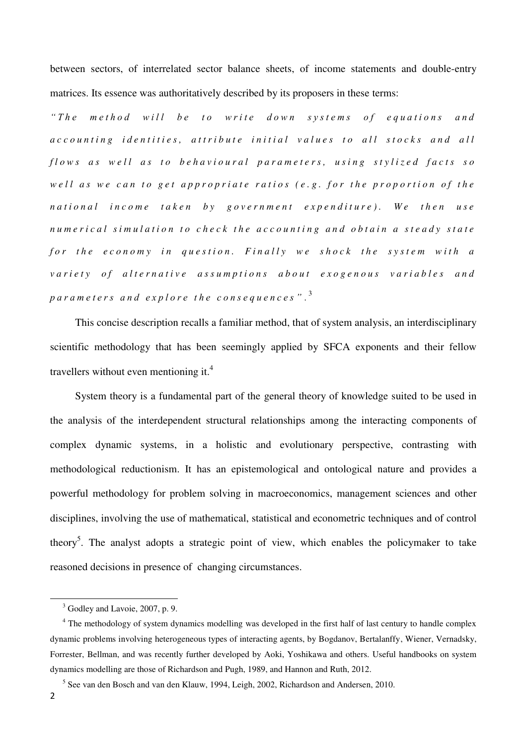between sectors, of interrelated sector balance sheets, of income statements and double-entry matrices. Its essence was authoritatively described by its proposers in these terms:

*"The method will be to write down systems of equations and accounting identities, attribute initial values to all stocks and all flows as well as to behavioural parameters, using stylized facts so well as we can to get appropriate ratios (e.g. for the proportion of the national income taken by government expenditure). We then use numerical simulation to check the accounting and obtain a steady state for the economy in question. Finally we shock the system with a variety of alternative assumptions about exogenous variables and parameters and explore the consequences".*[3]

This concise description recalls a familiar method, that of system analysis, an interdisciplinary scientific methodology that has been seemingly applied by SFCA exponents and their fellow travellers without even mentioning it.[4]

System theory is a fundamental part of the general theory of knowledge suited to be used in the analysis of the interdependent structural relationships among the interacting components of complex dynamic systems, in a holistic and evolutionary perspective, contrasting with methodological reductionism. It has an epistemological and ontological nature and provides a powerful methodology for problem solving in macroeconomics, management sciences and other disciplines, involving the use of mathematical, statistical and econometric techniques and of control theory[5]. The analyst adopts a strategic point of view, which enables the policymaker to take reasoned decisions in presence of changing circumstances.

---

[3] Godley and Lavoie, 2007, p. 9.

[4] The methodology of system dynamics modelling was developed in the first half of last century to handle complex dynamic problems involving heterogeneous types of interacting agents, by Bogdanov, Bertalanffy, Wiener, Vernadsky, Forrester, Bellman, and was recently further developed by Aoki, Yoshikawa and others. Useful handbooks on system dynamics modelling are those of Richardson and Pugh, 1989, and Hannon and Ruth, 2012.

[5] See van den Bosch and van den Klauw, 1994, Leigh, 2002, Richardson and Andersen, 2010.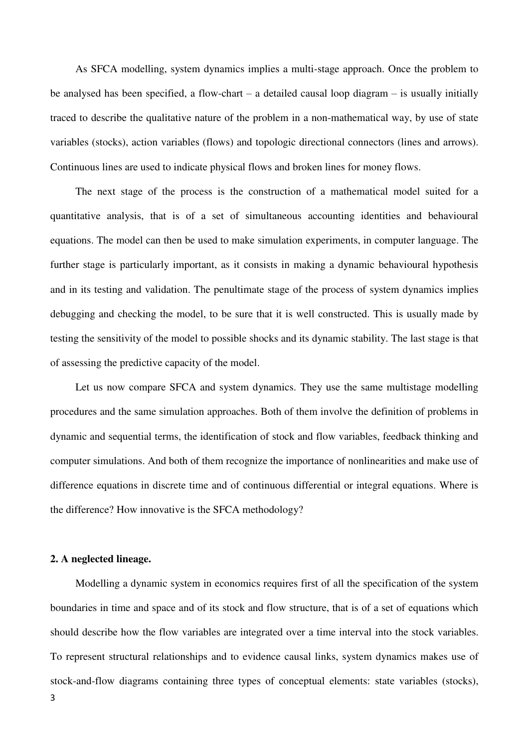As SFCA modelling, system dynamics implies a multi-stage approach. Once the problem to be analysed has been specified, a flow-chart – a detailed causal loop diagram – is usually initially traced to describe the qualitative nature of the problem in a non-mathematical way, by use of state variables (stocks), action variables (flows) and topologic directional connectors (lines and arrows). Continuous lines are used to indicate physical flows and broken lines for money flows.

The next stage of the process is the construction of a mathematical model suited for a quantitative analysis, that is of a set of simultaneous accounting identities and behavioural equations. The model can then be used to make simulation experiments, in computer language. The further stage is particularly important, as it consists in making a dynamic behavioural hypothesis and in its testing and validation. The penultimate stage of the process of system dynamics implies debugging and checking the model, to be sure that it is well constructed. This is usually made by testing the sensitivity of the model to possible shocks and its dynamic stability. The last stage is that of assessing the predictive capacity of the model.

Let us now compare SFCA and system dynamics. They use the same multistage modelling procedures and the same simulation approaches. Both of them involve the definition of problems in dynamic and sequential terms, the identification of stock and flow variables, feedback thinking and computer simulations. And both of them recognize the importance of nonlinearities and make use of difference equations in discrete time and of continuous differential or integral equations. Where is the difference? How innovative is the SFCA methodology?

## 2. A neglected lineage.

Modelling a dynamic system in economics requires first of all the specification of the system boundaries in time and space and of its stock and flow structure, that is of a set of equations which should describe how the flow variables are integrated over a time interval into the stock variables. To represent structural relationships and to evidence causal links, system dynamics makes use of stock-and-flow diagrams containing three types of conceptual elements: state variables (stocks),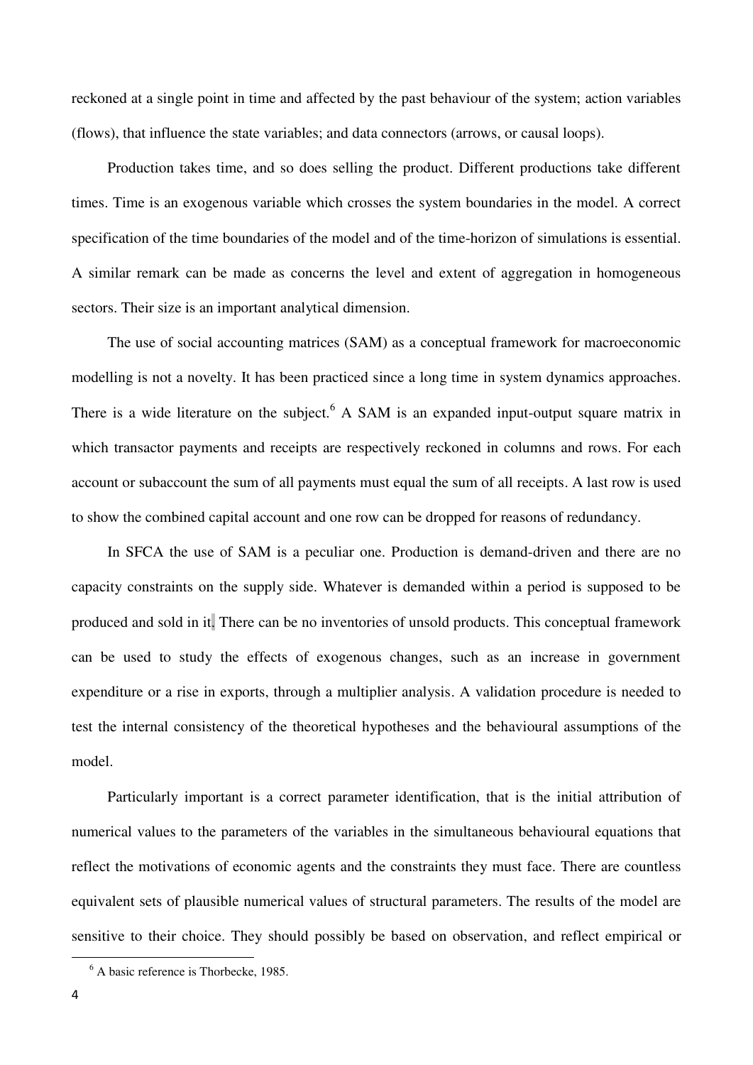reckoned at a single point in time and affected by the past behaviour of the system; action variables (flows), that influence the state variables; and data connectors (arrows, or causal loops).

Production takes time, and so does selling the product. Different productions take different times. Time is an exogenous variable which crosses the system boundaries in the model. A correct specification of the time boundaries of the model and of the time-horizon of simulations is essential. A similar remark can be made as concerns the level and extent of aggregation in homogeneous sectors. Their size is an important analytical dimension.

The use of social accounting matrices (SAM) as a conceptual framework for macroeconomic modelling is not a novelty. It has been practiced since a long time in system dynamics approaches. There is a wide literature on the subject.[6] A SAM is an expanded input-output square matrix in which transactor payments and receipts are respectively reckoned in columns and rows. For each account or subaccount the sum of all payments must equal the sum of all receipts. A last row is used to show the combined capital account and one row can be dropped for reasons of redundancy.

In SFCA the use of SAM is a peculiar one. Production is demand-driven and there are no capacity constraints on the supply side. Whatever is demanded within a period is supposed to be produced and sold in it. There can be no inventories of unsold products. This conceptual framework can be used to study the effects of exogenous changes, such as an increase in government expenditure or a rise in exports, through a multiplier analysis. A validation procedure is needed to test the internal consistency of the theoretical hypotheses and the behavioural assumptions of the model.

Particularly important is a correct parameter identification, that is the initial attribution of numerical values to the parameters of the variables in the simultaneous behavioural equations that reflect the motivations of economic agents and the constraints they must face. There are countless equivalent sets of plausible numerical values of structural parameters. The results of the model are sensitive to their choice. They should possibly be based on observation, and reflect empirical or

[6] A basic reference is Thorbecke, 1985.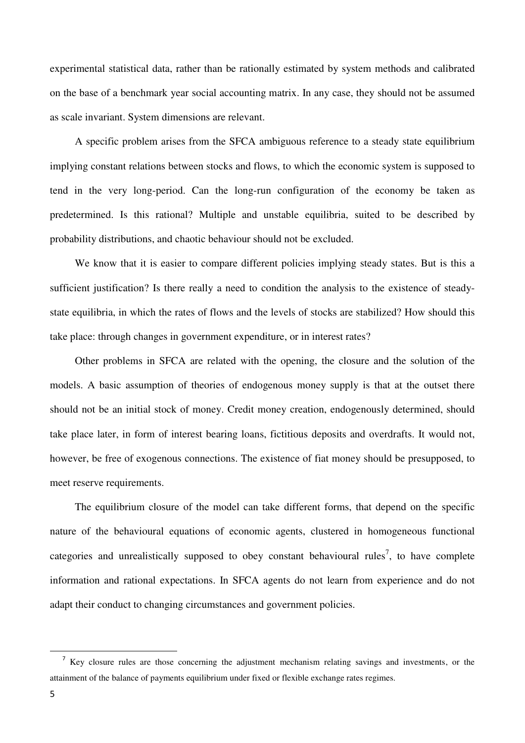experimental statistical data, rather than be rationally estimated by system methods and calibrated on the base of a benchmark year social accounting matrix. In any case, they should not be assumed as scale invariant. System dimensions are relevant.

A specific problem arises from the SFCA ambiguous reference to a steady state equilibrium implying constant relations between stocks and flows, to which the economic system is supposed to tend in the very long-period. Can the long-run configuration of the economy be taken as predetermined. Is this rational? Multiple and unstable equilibria, suited to be described by probability distributions, and chaotic behaviour should not be excluded.

We know that it is easier to compare different policies implying steady states. But is this a sufficient justification? Is there really a need to condition the analysis to the existence of steady-state equilibria, in which the rates of flows and the levels of stocks are stabilized? How should this take place: through changes in government expenditure, or in interest rates?

Other problems in SFCA are related with the opening, the closure and the solution of the models. A basic assumption of theories of endogenous money supply is that at the outset there should not be an initial stock of money. Credit money creation, endogenously determined, should take place later, in form of interest bearing loans, fictitious deposits and overdrafts. It would not, however, be free of exogenous connections. The existence of fiat money should be presupposed, to meet reserve requirements.

The equilibrium closure of the model can take different forms, that depend on the specific nature of the behavioural equations of economic agents, clustered in homogeneous functional categories and unrealistically supposed to obey constant behavioural rules[7], to have complete information and rational expectations. In SFCA agents do not learn from experience and do not adapt their conduct to changing circumstances and government policies.

[7] Key closure rules are those concerning the adjustment mechanism relating savings and investments, or the attainment of the balance of payments equilibrium under fixed or flexible exchange rates regimes.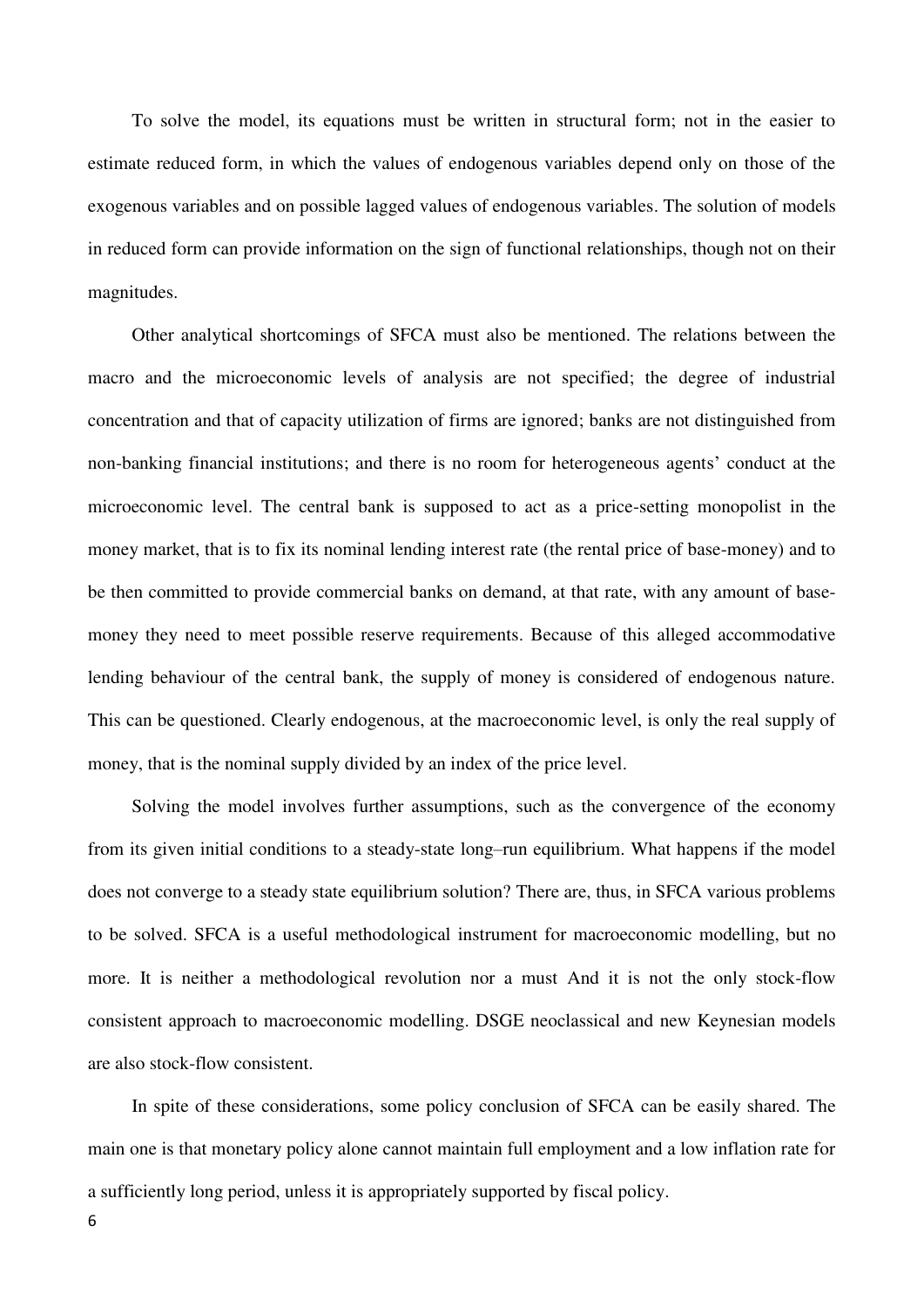To solve the model, its equations must be written in structural form; not in the easier to estimate reduced form, in which the values of endogenous variables depend only on those of the exogenous variables and on possible lagged values of endogenous variables. The solution of models in reduced form can provide information on the sign of functional relationships, though not on their magnitudes.

Other analytical shortcomings of SFCA must also be mentioned. The relations between the macro and the microeconomic levels of analysis are not specified; the degree of industrial concentration and that of capacity utilization of firms are ignored; banks are not distinguished from non-banking financial institutions; and there is no room for heterogeneous agents' conduct at the microeconomic level. The central bank is supposed to act as a price-setting monopolist in the money market, that is to fix its nominal lending interest rate (the rental price of base-money) and to be then committed to provide commercial banks on demand, at that rate, with any amount of base-money they need to meet possible reserve requirements. Because of this alleged accommodative lending behaviour of the central bank, the supply of money is considered of endogenous nature. This can be questioned. Clearly endogenous, at the macroeconomic level, is only the real supply of money, that is the nominal supply divided by an index of the price level.

Solving the model involves further assumptions, such as the convergence of the economy from its given initial conditions to a steady-state long–run equilibrium. What happens if the model does not converge to a steady state equilibrium solution? There are, thus, in SFCA various problems to be solved. SFCA is a useful methodological instrument for macroeconomic modelling, but no more. It is neither a methodological revolution nor a must And it is not the only stock-flow consistent approach to macroeconomic modelling. DSGE neoclassical and new Keynesian models are also stock-flow consistent.

In spite of these considerations, some policy conclusion of SFCA can be easily shared. The main one is that monetary policy alone cannot maintain full employment and a low inflation rate for a sufficiently long period, unless it is appropriately supported by fiscal policy.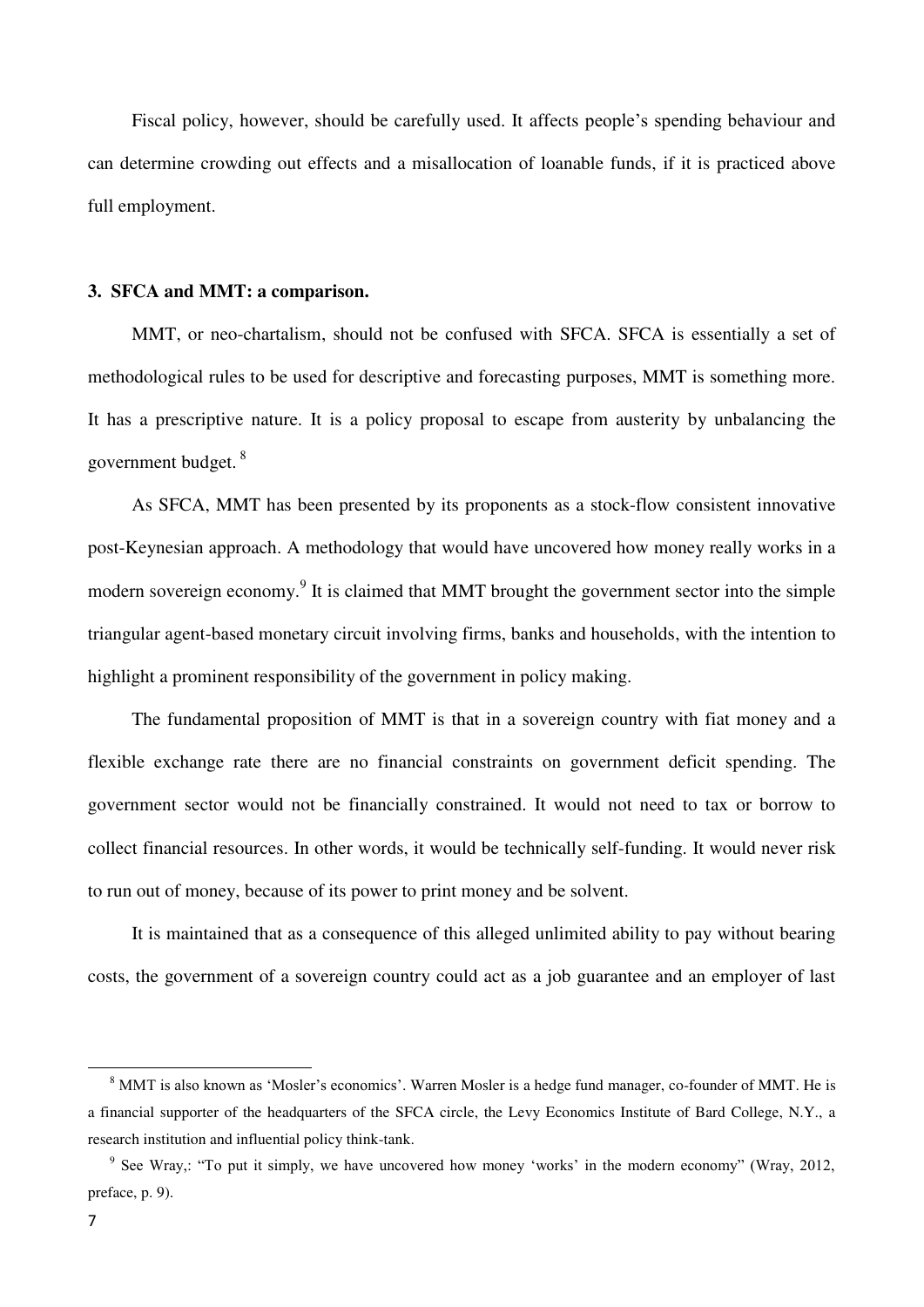Fiscal policy, however, should be carefully used. It affects people's spending behaviour and can determine crowding out effects and a misallocation of loanable funds, if it is practiced above full employment.

### 3. SFCA and MMT: a comparison.

MMT, or neo-chartalism, should not be confused with SFCA. SFCA is essentially a set of methodological rules to be used for descriptive and forecasting purposes, MMT is something more. It has a prescriptive nature. It is a policy proposal to escape from austerity by unbalancing the government budget. [8]

As SFCA, MMT has been presented by its proponents as a stock-flow consistent innovative post-Keynesian approach. A methodology that would have uncovered how money really works in a modern sovereign economy.[9] It is claimed that MMT brought the government sector into the simple triangular agent-based monetary circuit involving firms, banks and households, with the intention to highlight a prominent responsibility of the government in policy making.

The fundamental proposition of MMT is that in a sovereign country with fiat money and a flexible exchange rate there are no financial constraints on government deficit spending. The government sector would not be financially constrained. It would not need to tax or borrow to collect financial resources. In other words, it would be technically self-funding. It would never risk to run out of money, because of its power to print money and be solvent.

It is maintained that as a consequence of this alleged unlimited ability to pay without bearing costs, the government of a sovereign country could act as a job guarantee and an employer of last

---

[8] MMT is also known as 'Mosler's economics'. Warren Mosler is a hedge fund manager, co-founder of MMT. He is a financial supporter of the headquarters of the SFCA circle, the Levy Economics Institute of Bard College, N.Y., a research institution and influential policy think-tank.

[9] See Wray,: "To put it simply, we have uncovered how money 'works' in the modern economy" (Wray, 2012, preface, p. 9).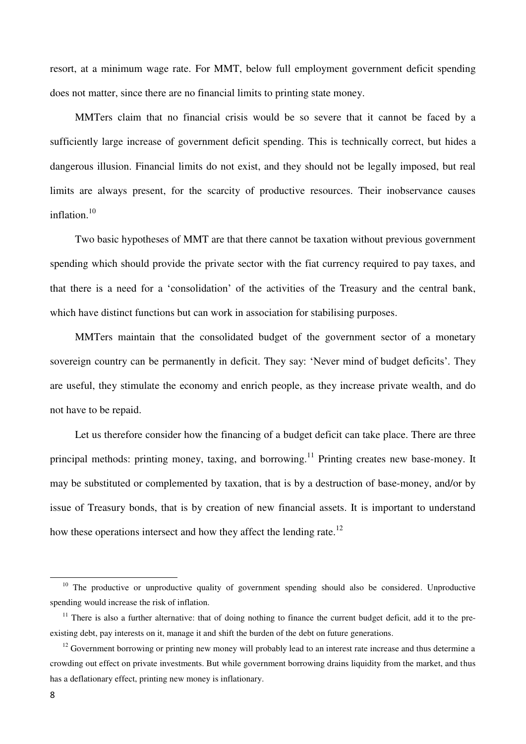resort, at a minimum wage rate. For MMT, below full employment government deficit spending does not matter, since there are no financial limits to printing state money.

MMTers claim that no financial crisis would be so severe that it cannot be faced by a sufficiently large increase of government deficit spending. This is technically correct, but hides a dangerous illusion. Financial limits do not exist, and they should not be legally imposed, but real limits are always present, for the scarcity of productive resources. Their inobservance causes inflation.[10]

Two basic hypotheses of MMT are that there cannot be taxation without previous government spending which should provide the private sector with the fiat currency required to pay taxes, and that there is a need for a 'consolidation' of the activities of the Treasury and the central bank, which have distinct functions but can work in association for stabilising purposes.

MMTers maintain that the consolidated budget of the government sector of a monetary sovereign country can be permanently in deficit. They say: 'Never mind of budget deficits'. They are useful, they stimulate the economy and enrich people, as they increase private wealth, and do not have to be repaid.

Let us therefore consider how the financing of a budget deficit can take place. There are three principal methods: printing money, taxing, and borrowing.[11] Printing creates new base-money. It may be substituted or complemented by taxation, that is by a destruction of base-money, and/or by issue of Treasury bonds, that is by creation of new financial assets. It is important to understand how these operations intersect and how they affect the lending rate.[12]

---

[10] The productive or unproductive quality of government spending should also be considered. Unproductive spending would increase the risk of inflation.

[11] There is also a further alternative: that of doing nothing to finance the current budget deficit, add it to the pre-existing debt, pay interests on it, manage it and shift the burden of the debt on future generations.

[12] Government borrowing or printing new money will probably lead to an interest rate increase and thus determine a crowding out effect on private investments. But while government borrowing drains liquidity from the market, and thus has a deflationary effect, printing new money is inflationary.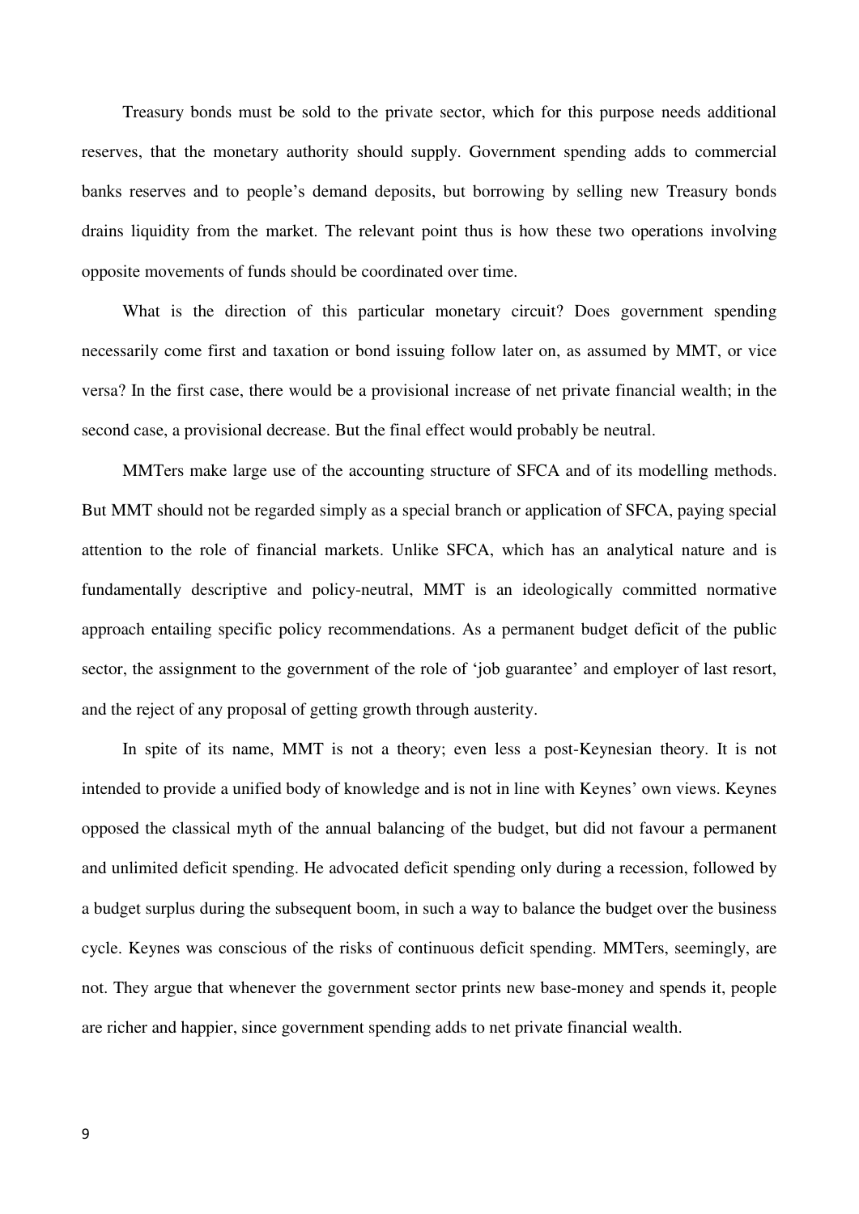Treasury bonds must be sold to the private sector, which for this purpose needs additional reserves, that the monetary authority should supply. Government spending adds to commercial banks reserves and to people's demand deposits, but borrowing by selling new Treasury bonds drains liquidity from the market. The relevant point thus is how these two operations involving opposite movements of funds should be coordinated over time.

What is the direction of this particular monetary circuit? Does government spending necessarily come first and taxation or bond issuing follow later on, as assumed by MMT, or vice versa? In the first case, there would be a provisional increase of net private financial wealth; in the second case, a provisional decrease. But the final effect would probably be neutral.

MMTers make large use of the accounting structure of SFCA and of its modelling methods. But MMT should not be regarded simply as a special branch or application of SFCA, paying special attention to the role of financial markets. Unlike SFCA, which has an analytical nature and is fundamentally descriptive and policy-neutral, MMT is an ideologically committed normative approach entailing specific policy recommendations. As a permanent budget deficit of the public sector, the assignment to the government of the role of 'job guarantee' and employer of last resort, and the reject of any proposal of getting growth through austerity.

In spite of its name, MMT is not a theory; even less a post-Keynesian theory. It is not intended to provide a unified body of knowledge and is not in line with Keynes' own views. Keynes opposed the classical myth of the annual balancing of the budget, but did not favour a permanent and unlimited deficit spending. He advocated deficit spending only during a recession, followed by a budget surplus during the subsequent boom, in such a way to balance the budget over the business cycle. Keynes was conscious of the risks of continuous deficit spending. MMTers, seemingly, are not. They argue that whenever the government sector prints new base-money and spends it, people are richer and happier, since government spending adds to net private financial wealth.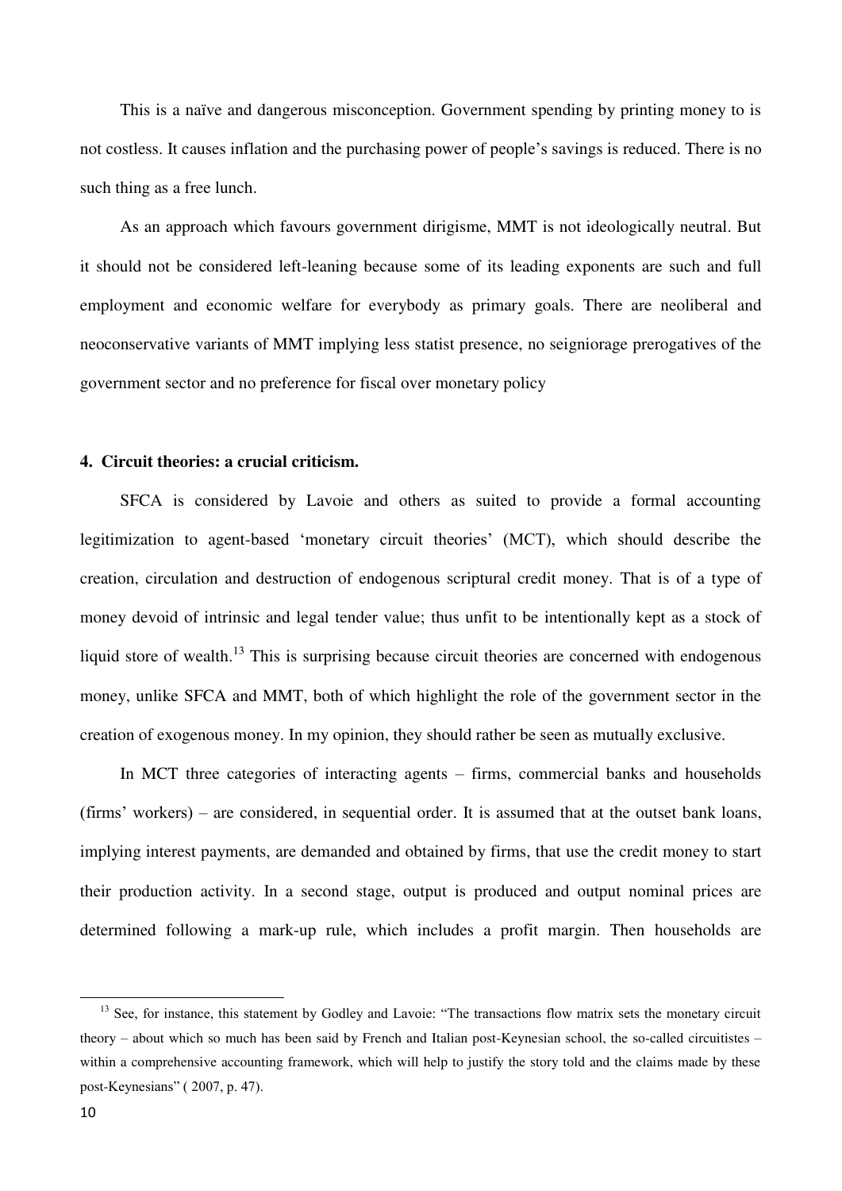This is a naïve and dangerous misconception. Government spending by printing money to is not costless. It causes inflation and the purchasing power of people's savings is reduced. There is no such thing as a free lunch.

As an approach which favours government dirigisme, MMT is not ideologically neutral. But it should not be considered left-leaning because some of its leading exponents are such and full employment and economic welfare for everybody as primary goals. There are neoliberal and neoconservative variants of MMT implying less statist presence, no seigniorage prerogatives of the government sector and no preference for fiscal over monetary policy

## 4. Circuit theories: a crucial criticism.

SFCA is considered by Lavoie and others as suited to provide a formal accounting legitimization to agent-based 'monetary circuit theories' (MCT), which should describe the creation, circulation and destruction of endogenous scriptural credit money. That is of a type of money devoid of intrinsic and legal tender value; thus unfit to be intentionally kept as a stock of liquid store of wealth.[13] This is surprising because circuit theories are concerned with endogenous money, unlike SFCA and MMT, both of which highlight the role of the government sector in the creation of exogenous money. In my opinion, they should rather be seen as mutually exclusive.

In MCT three categories of interacting agents – firms, commercial banks and households (firms' workers) – are considered, in sequential order. It is assumed that at the outset bank loans, implying interest payments, are demanded and obtained by firms, that use the credit money to start their production activity. In a second stage, output is produced and output nominal prices are determined following a mark-up rule, which includes a profit margin. Then households are

[13] See, for instance, this statement by Godley and Lavoie: "The transactions flow matrix sets the monetary circuit theory – about which so much has been said by French and Italian post-Keynesian school, the so-called circuitistes – within a comprehensive accounting framework, which will help to justify the story told and the claims made by these post-Keynesians" ( 2007, p. 47).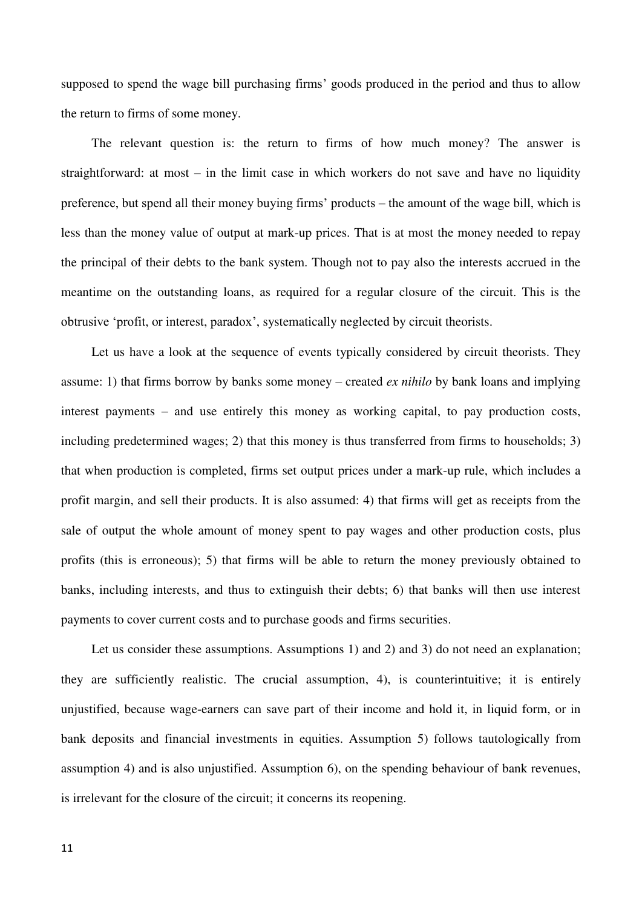supposed to spend the wage bill purchasing firms' goods produced in the period and thus to allow the return to firms of some money.

The relevant question is: the return to firms of how much money? The answer is straightforward: at most – in the limit case in which workers do not save and have no liquidity preference, but spend all their money buying firms' products – the amount of the wage bill, which is less than the money value of output at mark-up prices. That is at most the money needed to repay the principal of their debts to the bank system. Though not to pay also the interests accrued in the meantime on the outstanding loans, as required for a regular closure of the circuit. This is the obtrusive 'profit, or interest, paradox', systematically neglected by circuit theorists.

Let us have a look at the sequence of events typically considered by circuit theorists. They assume: 1) that firms borrow by banks some money – created *ex nihilo* by bank loans and implying interest payments – and use entirely this money as working capital, to pay production costs, including predetermined wages; 2) that this money is thus transferred from firms to households; 3) that when production is completed, firms set output prices under a mark-up rule, which includes a profit margin, and sell their products. It is also assumed: 4) that firms will get as receipts from the sale of output the whole amount of money spent to pay wages and other production costs, plus profits (this is erroneous); 5) that firms will be able to return the money previously obtained to banks, including interests, and thus to extinguish their debts; 6) that banks will then use interest payments to cover current costs and to purchase goods and firms securities.

Let us consider these assumptions. Assumptions 1) and 2) and 3) do not need an explanation; they are sufficiently realistic. The crucial assumption, 4), is counterintuitive; it is entirely unjustified, because wage-earners can save part of their income and hold it, in liquid form, or in bank deposits and financial investments in equities. Assumption 5) follows tautologically from assumption 4) and is also unjustified. Assumption 6), on the spending behaviour of bank revenues, is irrelevant for the closure of the circuit; it concerns its reopening.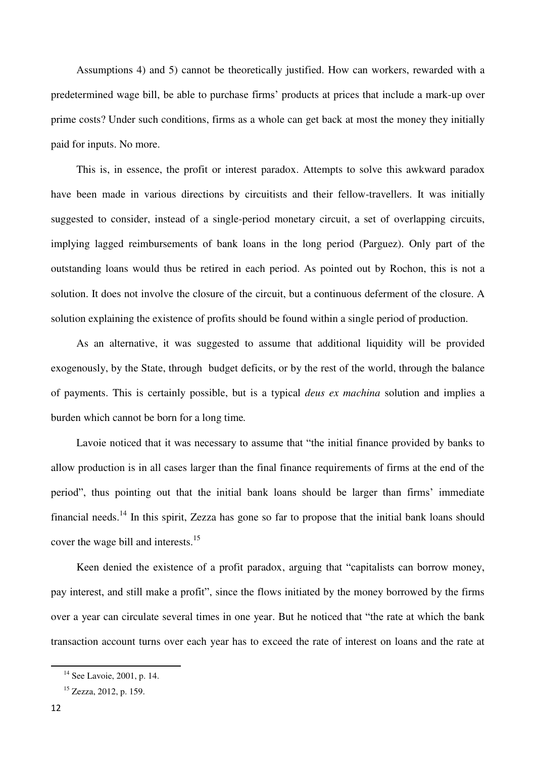Assumptions 4) and 5) cannot be theoretically justified. How can workers, rewarded with a predetermined wage bill, be able to purchase firms' products at prices that include a mark-up over prime costs? Under such conditions, firms as a whole can get back at most the money they initially paid for inputs. No more.

This is, in essence, the profit or interest paradox. Attempts to solve this awkward paradox have been made in various directions by circuitists and their fellow-travellers. It was initially suggested to consider, instead of a single-period monetary circuit, a set of overlapping circuits, implying lagged reimbursements of bank loans in the long period (Parguez). Only part of the outstanding loans would thus be retired in each period. As pointed out by Rochon, this is not a solution. It does not involve the closure of the circuit, but a continuous deferment of the closure. A solution explaining the existence of profits should be found within a single period of production.

As an alternative, it was suggested to assume that additional liquidity will be provided exogenously, by the State, through budget deficits, or by the rest of the world, through the balance of payments. This is certainly possible, but is a typical *deus ex machina* solution and implies a burden which cannot be born for a long time.

Lavoie noticed that it was necessary to assume that "the initial finance provided by banks to allow production is in all cases larger than the final finance requirements of firms at the end of the period", thus pointing out that the initial bank loans should be larger than firms' immediate financial needs.[14] In this spirit, Zezza has gone so far to propose that the initial bank loans should cover the wage bill and interests.[15]

Keen denied the existence of a profit paradox, arguing that "capitalists can borrow money, pay interest, and still make a profit", since the flows initiated by the money borrowed by the firms over a year can circulate several times in one year. But he noticed that "the rate at which the bank transaction account turns over each year has to exceed the rate of interest on loans and the rate at

[14] See Lavoie, 2001, p. 14.

[15] Zezza, 2012, p. 159.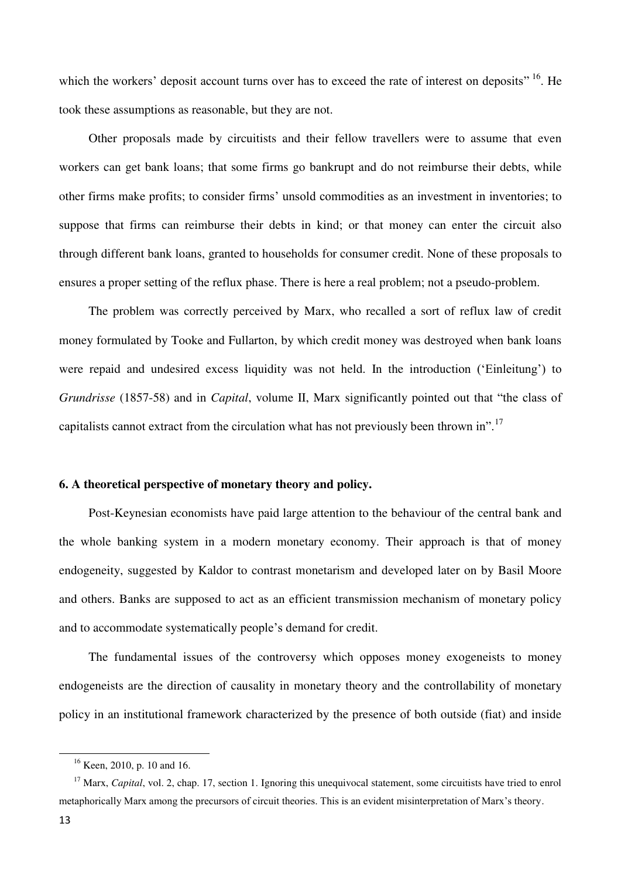which the workers' deposit account turns over has to exceed the rate of interest on deposits" [16]. He took these assumptions as reasonable, but they are not.

Other proposals made by circuitists and their fellow travellers were to assume that even workers can get bank loans; that some firms go bankrupt and do not reimburse their debts, while other firms make profits; to consider firms' unsold commodities as an investment in inventories; to suppose that firms can reimburse their debts in kind; or that money can enter the circuit also through different bank loans, granted to households for consumer credit. None of these proposals to ensures a proper setting of the reflux phase. There is here a real problem; not a pseudo-problem.

The problem was correctly perceived by Marx, who recalled a sort of reflux law of credit money formulated by Tooke and Fullarton, by which credit money was destroyed when bank loans were repaid and undesired excess liquidity was not held. In the introduction ('Einleitung') to *Grundrisse* (1857-58) and in *Capital*, volume II, Marx significantly pointed out that "the class of capitalists cannot extract from the circulation what has not previously been thrown in".[17]

## 6. A theoretical perspective of monetary theory and policy.

Post-Keynesian economists have paid large attention to the behaviour of the central bank and the whole banking system in a modern monetary economy. Their approach is that of money endogeneity, suggested by Kaldor to contrast monetarism and developed later on by Basil Moore and others. Banks are supposed to act as an efficient transmission mechanism of monetary policy and to accommodate systematically people's demand for credit.

The fundamental issues of the controversy which opposes money exogeneists to money endogeneists are the direction of causality in monetary theory and the controllability of monetary policy in an institutional framework characterized by the presence of both outside (fiat) and inside

---

[16] Keen, 2010, p. 10 and 16.

[17] Marx, *Capital*, vol. 2, chap. 17, section 1. Ignoring this unequivocal statement, some circuitists have tried to enrol metaphorically Marx among the precursors of circuit theories. This is an evident misinterpretation of Marx's theory.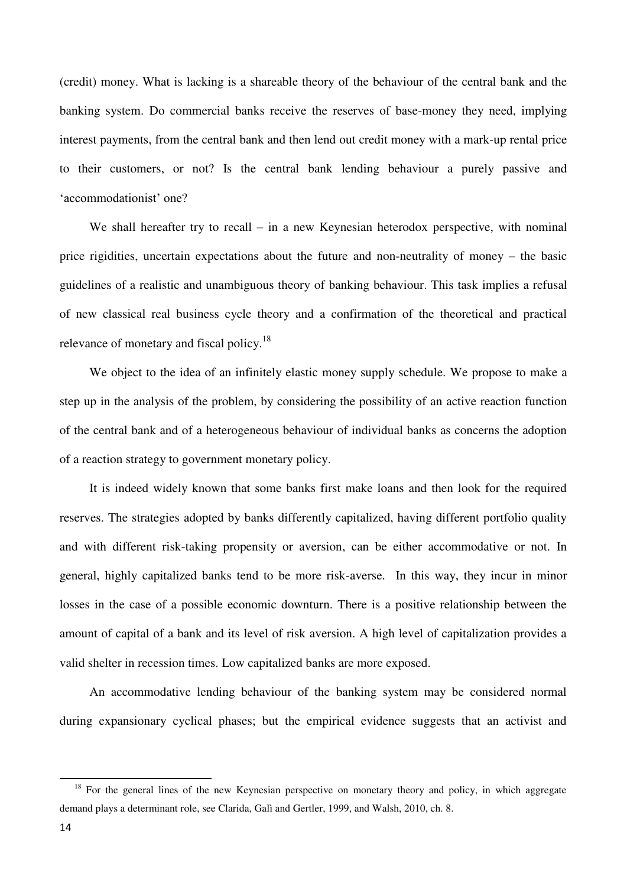(credit) money. What is lacking is a shareable theory of the behaviour of the central bank and the banking system. Do commercial banks receive the reserves of base-money they need, implying interest payments, from the central bank and then lend out credit money with a mark-up rental price to their customers, or not? Is the central bank lending behaviour a purely passive and 'accommodationist' one?

We shall hereafter try to recall – in a new Keynesian heterodox perspective, with nominal price rigidities, uncertain expectations about the future and non-neutrality of money – the basic guidelines of a realistic and unambiguous theory of banking behaviour. This task implies a refusal of new classical real business cycle theory and a confirmation of the theoretical and practical relevance of monetary and fiscal policy.[18]

We object to the idea of an infinitely elastic money supply schedule. We propose to make a step up in the analysis of the problem, by considering the possibility of an active reaction function of the central bank and of a heterogeneous behaviour of individual banks as concerns the adoption of a reaction strategy to government monetary policy.

It is indeed widely known that some banks first make loans and then look for the required reserves. The strategies adopted by banks differently capitalized, having different portfolio quality and with different risk-taking propensity or aversion, can be either accommodative or not. In general, highly capitalized banks tend to be more risk-averse. In this way, they incur in minor losses in the case of a possible economic downturn. There is a positive relationship between the amount of capital of a bank and its level of risk aversion. A high level of capitalization provides a valid shelter in recession times. Low capitalized banks are more exposed.

An accommodative lending behaviour of the banking system may be considered normal during expansionary cyclical phases; but the empirical evidence suggests that an activist and

[18] For the general lines of the new Keynesian perspective on monetary theory and policy, in which aggregate demand plays a determinant role, see Clarida, Galì and Gertler, 1999, and Walsh, 2010, ch. 8.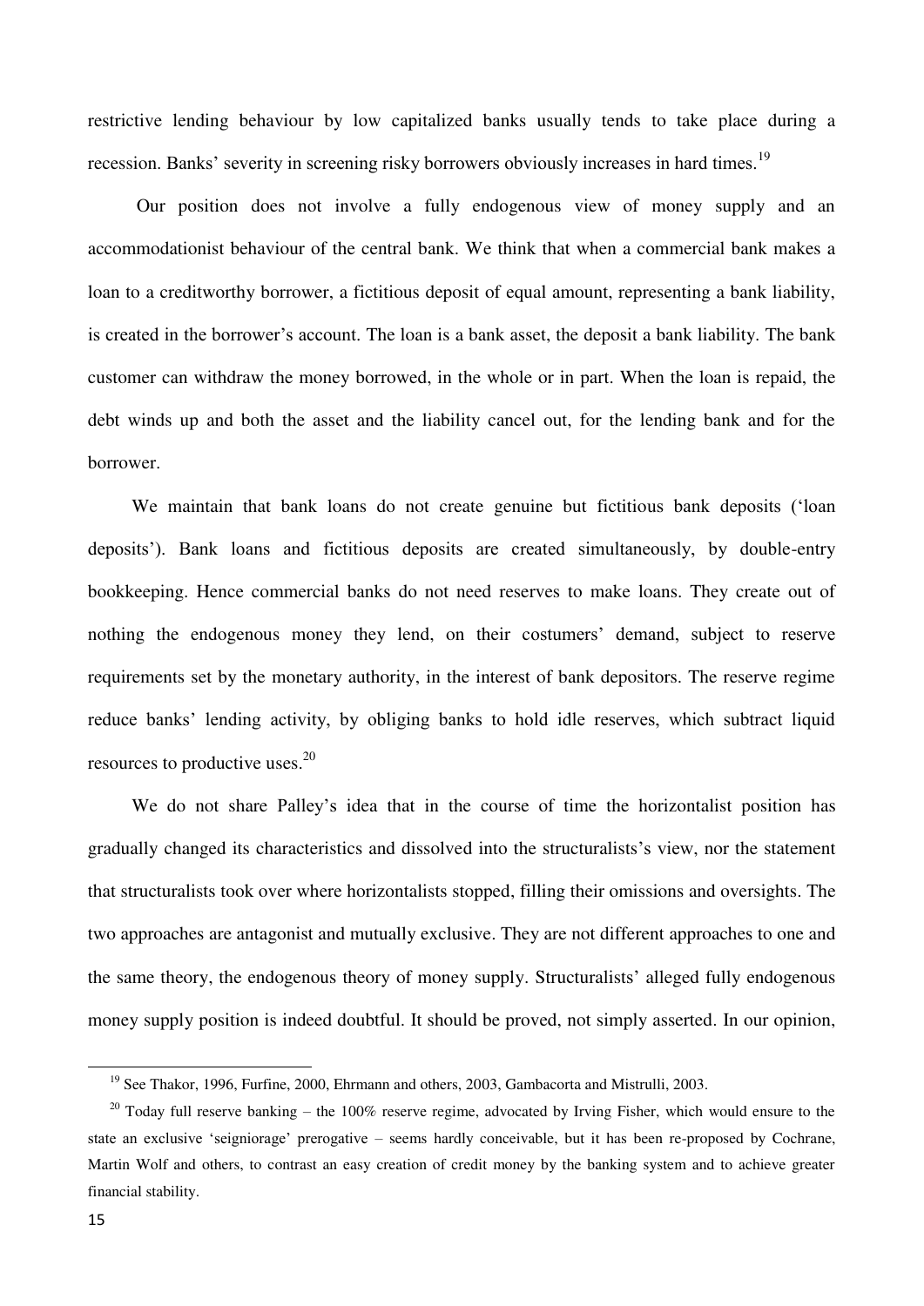restrictive lending behaviour by low capitalized banks usually tends to take place during a recession. Banks' severity in screening risky borrowers obviously increases in hard times.[19]

Our position does not involve a fully endogenous view of money supply and an accommodationist behaviour of the central bank. We think that when a commercial bank makes a loan to a creditworthy borrower, a fictitious deposit of equal amount, representing a bank liability, is created in the borrower's account. The loan is a bank asset, the deposit a bank liability. The bank customer can withdraw the money borrowed, in the whole or in part. When the loan is repaid, the debt winds up and both the asset and the liability cancel out, for the lending bank and for the borrower.

We maintain that bank loans do not create genuine but fictitious bank deposits ('loan deposits'). Bank loans and fictitious deposits are created simultaneously, by double-entry bookkeeping. Hence commercial banks do not need reserves to make loans. They create out of nothing the endogenous money they lend, on their costumers' demand, subject to reserve requirements set by the monetary authority, in the interest of bank depositors. The reserve regime reduce banks' lending activity, by obliging banks to hold idle reserves, which subtract liquid resources to productive uses.[20]

We do not share Palley's idea that in the course of time the horizontalist position has gradually changed its characteristics and dissolved into the structuralists's view, nor the statement that structuralists took over where horizontalists stopped, filling their omissions and oversights. The two approaches are antagonist and mutually exclusive. They are not different approaches to one and the same theory, the endogenous theory of money supply. Structuralists' alleged fully endogenous money supply position is indeed doubtful. It should be proved, not simply asserted. In our opinion,

---

[19] See Thakor, 1996, Furfine, 2000, Ehrmann and others, 2003, Gambacorta and Mistrulli, 2003.

[20] Today full reserve banking – the 100% reserve regime, advocated by Irving Fisher, which would ensure to the state an exclusive 'seigniorage' prerogative – seems hardly conceivable, but it has been re-proposed by Cochrane, Martin Wolf and others, to contrast an easy creation of credit money by the banking system and to achieve greater financial stability.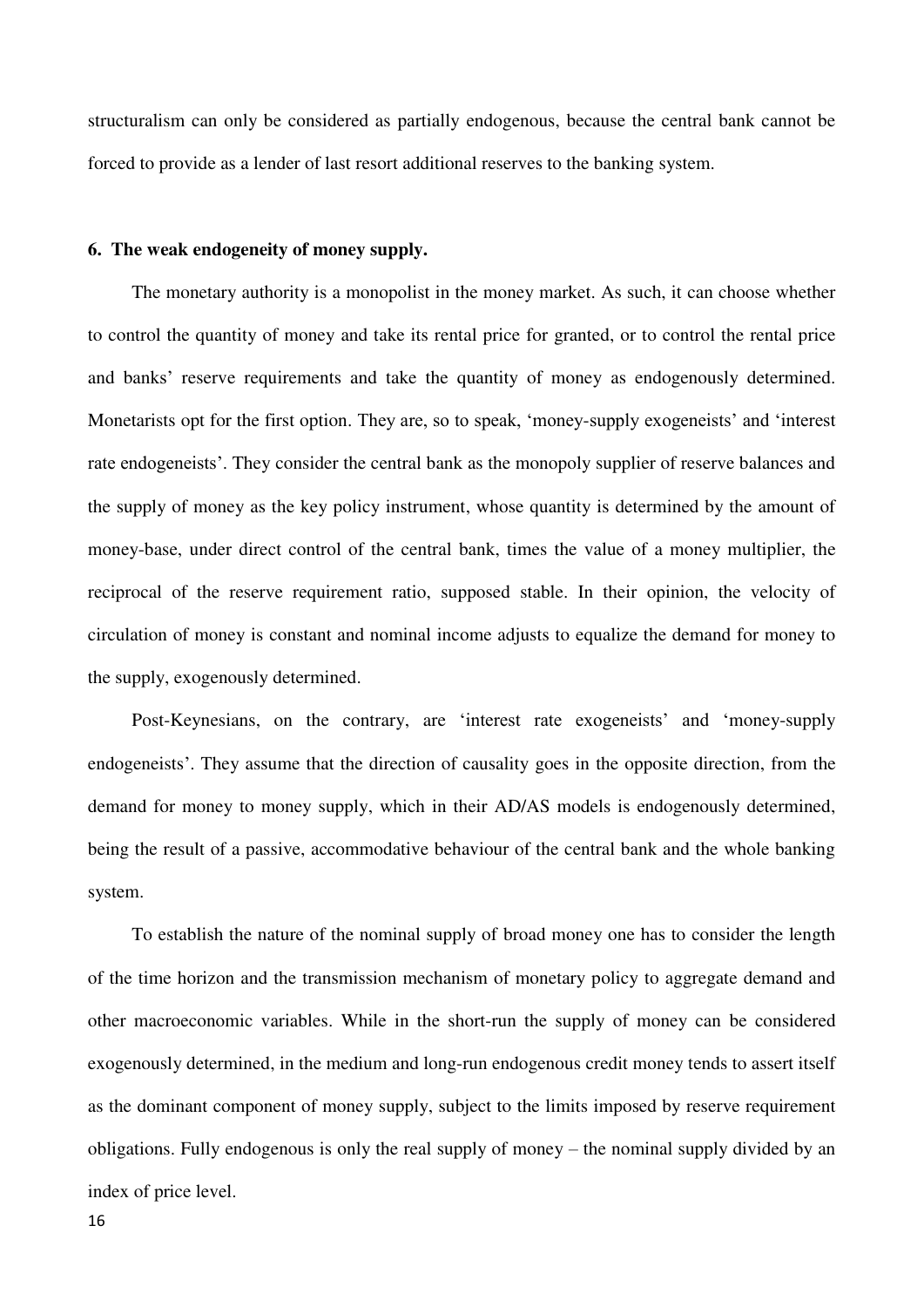structuralism can only be considered as partially endogenous, because the central bank cannot be forced to provide as a lender of last resort additional reserves to the banking system.

## 6. The weak endogeneity of money supply.

The monetary authority is a monopolist in the money market. As such, it can choose whether to control the quantity of money and take its rental price for granted, or to control the rental price and banks' reserve requirements and take the quantity of money as endogenously determined. Monetarists opt for the first option. They are, so to speak, 'money-supply exogeneists' and 'interest rate endogeneists'. They consider the central bank as the monopoly supplier of reserve balances and the supply of money as the key policy instrument, whose quantity is determined by the amount of money-base, under direct control of the central bank, times the value of a money multiplier, the reciprocal of the reserve requirement ratio, supposed stable. In their opinion, the velocity of circulation of money is constant and nominal income adjusts to equalize the demand for money to the supply, exogenously determined.

Post-Keynesians, on the contrary, are 'interest rate exogeneists' and 'money-supply endogeneists'. They assume that the direction of causality goes in the opposite direction, from the demand for money to money supply, which in their AD/AS models is endogenously determined, being the result of a passive, accommodative behaviour of the central bank and the whole banking system.

To establish the nature of the nominal supply of broad money one has to consider the length of the time horizon and the transmission mechanism of monetary policy to aggregate demand and other macroeconomic variables. While in the short-run the supply of money can be considered exogenously determined, in the medium and long-run endogenous credit money tends to assert itself as the dominant component of money supply, subject to the limits imposed by reserve requirement obligations. Fully endogenous is only the real supply of money – the nominal supply divided by an index of price level.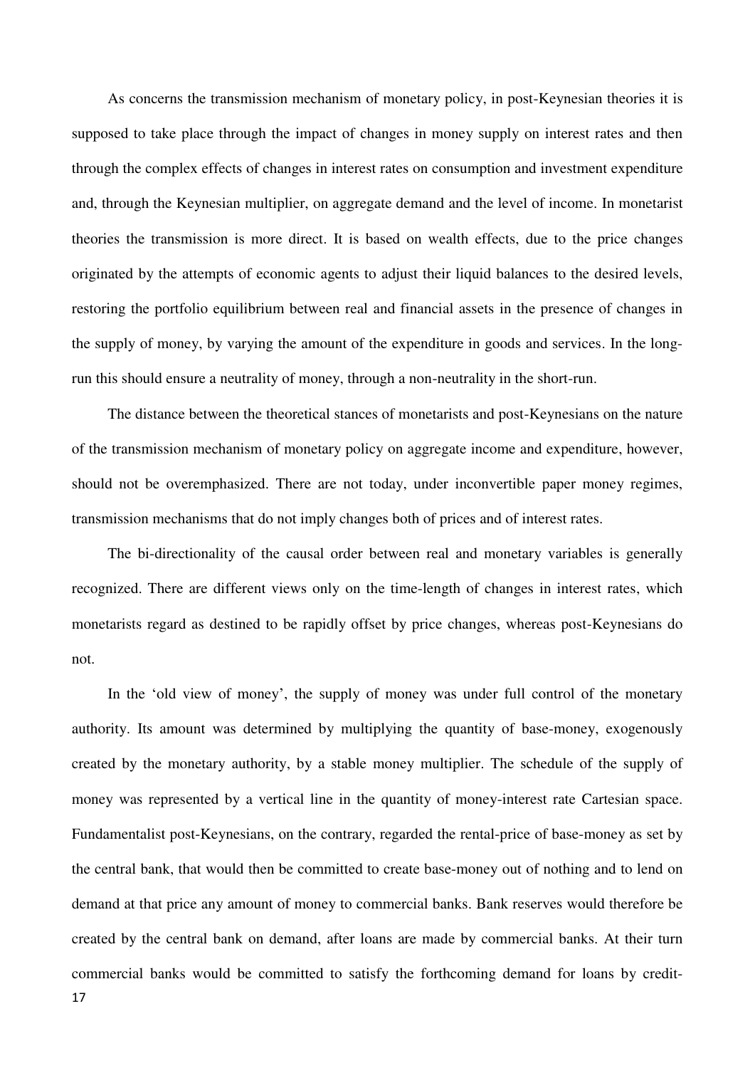As concerns the transmission mechanism of monetary policy, in post-Keynesian theories it is supposed to take place through the impact of changes in money supply on interest rates and then through the complex effects of changes in interest rates on consumption and investment expenditure and, through the Keynesian multiplier, on aggregate demand and the level of income. In monetarist theories the transmission is more direct. It is based on wealth effects, due to the price changes originated by the attempts of economic agents to adjust their liquid balances to the desired levels, restoring the portfolio equilibrium between real and financial assets in the presence of changes in the supply of money, by varying the amount of the expenditure in goods and services. In the long-run this should ensure a neutrality of money, through a non-neutrality in the short-run.

The distance between the theoretical stances of monetarists and post-Keynesians on the nature of the transmission mechanism of monetary policy on aggregate income and expenditure, however, should not be overemphasized. There are not today, under inconvertible paper money regimes, transmission mechanisms that do not imply changes both of prices and of interest rates.

The bi-directionality of the causal order between real and monetary variables is generally recognized. There are different views only on the time-length of changes in interest rates, which monetarists regard as destined to be rapidly offset by price changes, whereas post-Keynesians do not.

In the 'old view of money', the supply of money was under full control of the monetary authority. Its amount was determined by multiplying the quantity of base-money, exogenously created by the monetary authority, by a stable money multiplier. The schedule of the supply of money was represented by a vertical line in the quantity of money-interest rate Cartesian space. Fundamentalist post-Keynesians, on the contrary, regarded the rental-price of base-money as set by the central bank, that would then be committed to create base-money out of nothing and to lend on demand at that price any amount of money to commercial banks. Bank reserves would therefore be created by the central bank on demand, after loans are made by commercial banks. At their turn commercial banks would be committed to satisfy the forthcoming demand for loans by credit-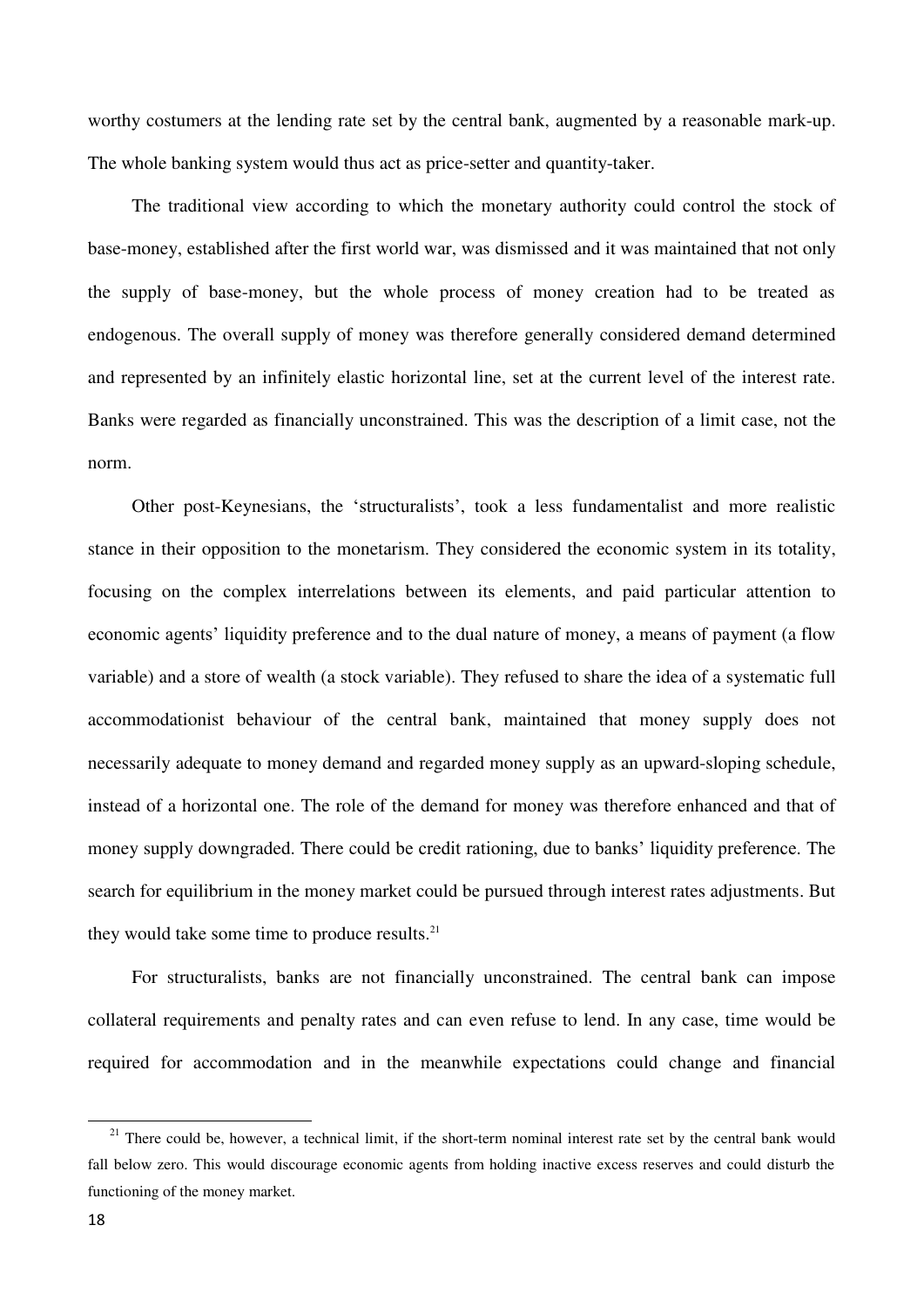worthy costumers at the lending rate set by the central bank, augmented by a reasonable mark-up. The whole banking system would thus act as price-setter and quantity-taker.

The traditional view according to which the monetary authority could control the stock of base-money, established after the first world war, was dismissed and it was maintained that not only the supply of base-money, but the whole process of money creation had to be treated as endogenous. The overall supply of money was therefore generally considered demand determined and represented by an infinitely elastic horizontal line, set at the current level of the interest rate. Banks were regarded as financially unconstrained. This was the description of a limit case, not the norm.

Other post-Keynesians, the 'structuralists', took a less fundamentalist and more realistic stance in their opposition to the monetarism. They considered the economic system in its totality, focusing on the complex interrelations between its elements, and paid particular attention to economic agents' liquidity preference and to the dual nature of money, a means of payment (a flow variable) and a store of wealth (a stock variable). They refused to share the idea of a systematic full accommodationist behaviour of the central bank, maintained that money supply does not necessarily adequate to money demand and regarded money supply as an upward-sloping schedule, instead of a horizontal one. The role of the demand for money was therefore enhanced and that of money supply downgraded. There could be credit rationing, due to banks' liquidity preference. The search for equilibrium in the money market could be pursued through interest rates adjustments. But they would take some time to produce results.[21]

For structuralists, banks are not financially unconstrained. The central bank can impose collateral requirements and penalty rates and can even refuse to lend. In any case, time would be required for accommodation and in the meanwhile expectations could change and financial

[21] There could be, however, a technical limit, if the short-term nominal interest rate set by the central bank would fall below zero. This would discourage economic agents from holding inactive excess reserves and could disturb the functioning of the money market.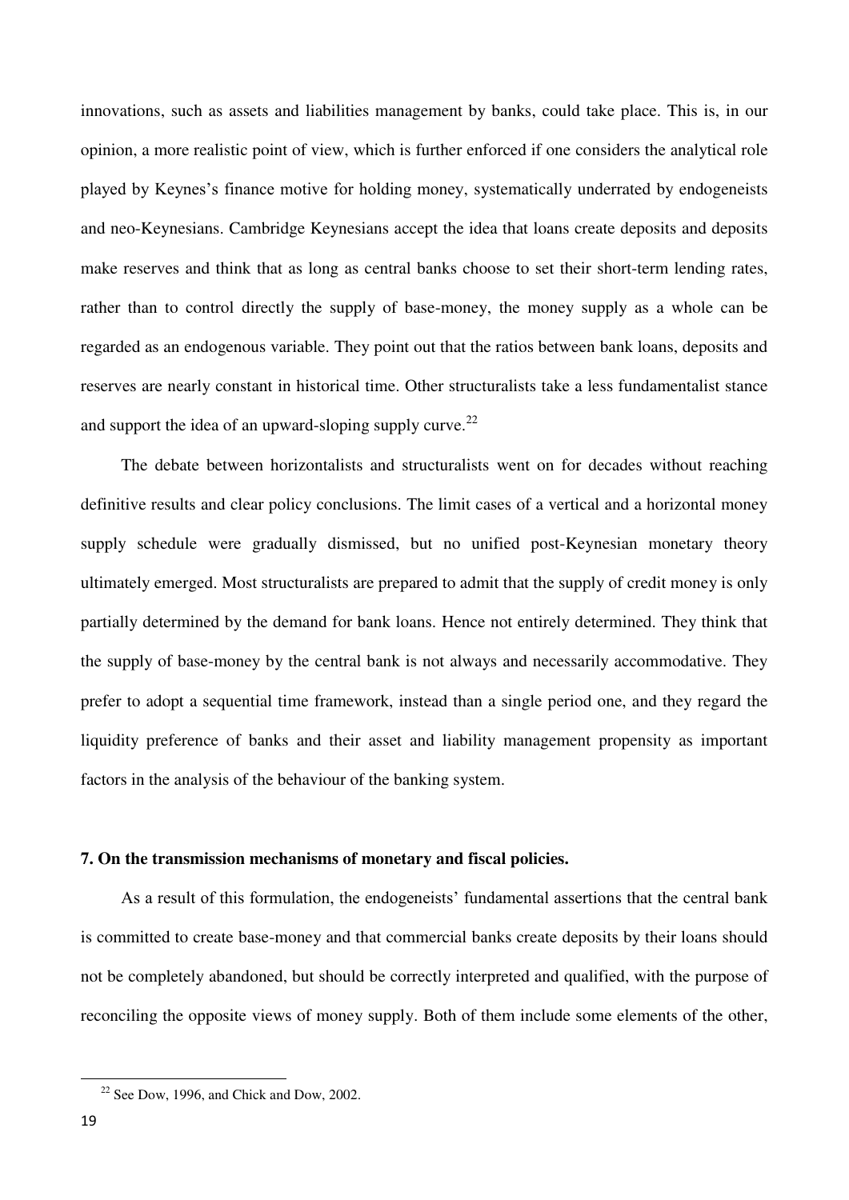innovations, such as assets and liabilities management by banks, could take place. This is, in our opinion, a more realistic point of view, which is further enforced if one considers the analytical role played by Keynes's finance motive for holding money, systematically underrated by endogeneists and neo-Keynesians. Cambridge Keynesians accept the idea that loans create deposits and deposits make reserves and think that as long as central banks choose to set their short-term lending rates, rather than to control directly the supply of base-money, the money supply as a whole can be regarded as an endogenous variable. They point out that the ratios between bank loans, deposits and reserves are nearly constant in historical time. Other structuralists take a less fundamentalist stance and support the idea of an upward-sloping supply curve.[22]

The debate between horizontalists and structuralists went on for decades without reaching definitive results and clear policy conclusions. The limit cases of a vertical and a horizontal money supply schedule were gradually dismissed, but no unified post-Keynesian monetary theory ultimately emerged. Most structuralists are prepared to admit that the supply of credit money is only partially determined by the demand for bank loans. Hence not entirely determined. They think that the supply of base-money by the central bank is not always and necessarily accommodative. They prefer to adopt a sequential time framework, instead than a single period one, and they regard the liquidity preference of banks and their asset and liability management propensity as important factors in the analysis of the behaviour of the banking system.

### 7. On the transmission mechanisms of monetary and fiscal policies.

As a result of this formulation, the endogeneists' fundamental assertions that the central bank is committed to create base-money and that commercial banks create deposits by their loans should not be completely abandoned, but should be correctly interpreted and qualified, with the purpose of reconciling the opposite views of money supply. Both of them include some elements of the other,

[22] See Dow, 1996, and Chick and Dow, 2002.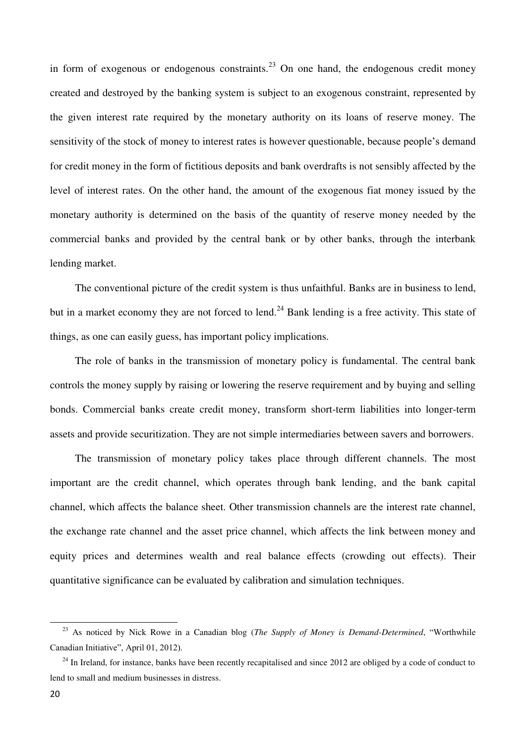in form of exogenous or endogenous constraints.[23] On one hand, the endogenous credit money created and destroyed by the banking system is subject to an exogenous constraint, represented by the given interest rate required by the monetary authority on its loans of reserve money. The sensitivity of the stock of money to interest rates is however questionable, because people's demand for credit money in the form of fictitious deposits and bank overdrafts is not sensibly affected by the level of interest rates. On the other hand, the amount of the exogenous fiat money issued by the monetary authority is determined on the basis of the quantity of reserve money needed by the commercial banks and provided by the central bank or by other banks, through the interbank lending market.

The conventional picture of the credit system is thus unfaithful. Banks are in business to lend, but in a market economy they are not forced to lend.[24] Bank lending is a free activity. This state of things, as one can easily guess, has important policy implications.

The role of banks in the transmission of monetary policy is fundamental. The central bank controls the money supply by raising or lowering the reserve requirement and by buying and selling bonds. Commercial banks create credit money, transform short-term liabilities into longer-term assets and provide securitization. They are not simple intermediaries between savers and borrowers.

The transmission of monetary policy takes place through different channels. The most important are the credit channel, which operates through bank lending, and the bank capital channel, which affects the balance sheet. Other transmission channels are the interest rate channel, the exchange rate channel and the asset price channel, which affects the link between money and equity prices and determines wealth and real balance effects (crowding out effects). Their quantitative significance can be evaluated by calibration and simulation techniques.

---

[23] As noticed by Nick Rowe in a Canadian blog (*The Supply of Money is Demand-Determined*, "Worthwhile Canadian Initiative", April 01, 2012).

[24] In Ireland, for instance, banks have been recently recapitalised and since 2012 are obliged by a code of conduct to lend to small and medium businesses in distress.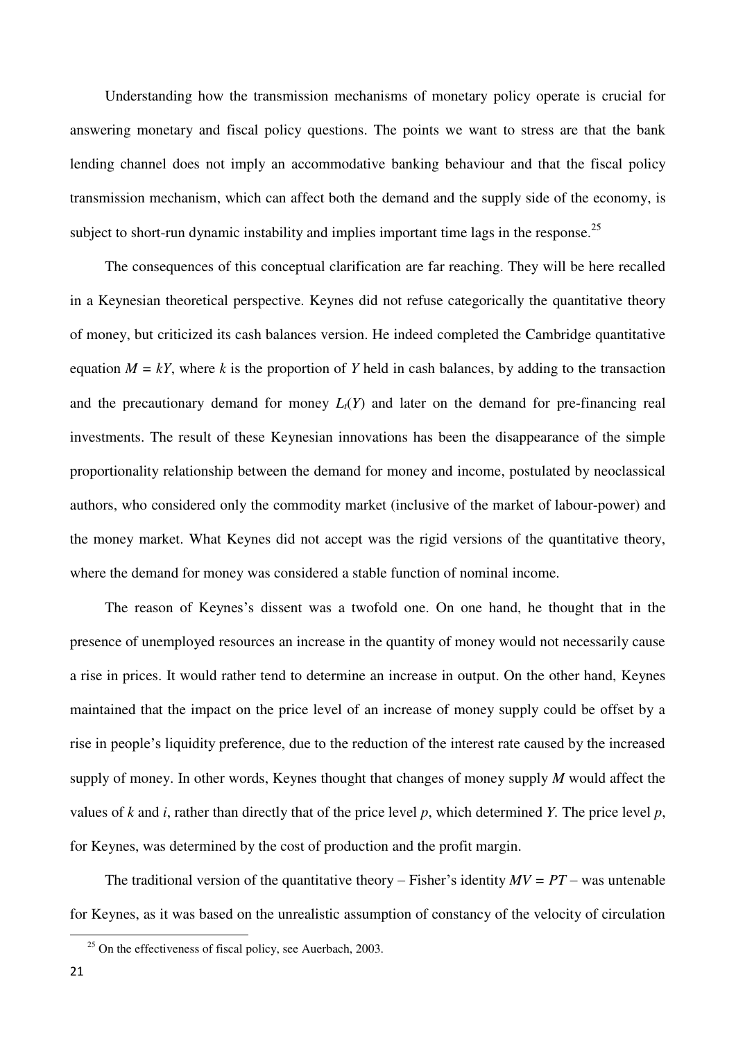Understanding how the transmission mechanisms of monetary policy operate is crucial for answering monetary and fiscal policy questions. The points we want to stress are that the bank lending channel does not imply an accommodative banking behaviour and that the fiscal policy transmission mechanism, which can affect both the demand and the supply side of the economy, is subject to short-run dynamic instability and implies important time lags in the response.[25]

The consequences of this conceptual clarification are far reaching. They will be here recalled in a Keynesian theoretical perspective. Keynes did not refuse categorically the quantitative theory of money, but criticized its cash balances version. He indeed completed the Cambridge quantitative equation $M = kY$, where $k$ is the proportion of $Y$ held in cash balances, by adding to the transaction and the precautionary demand for money $L_t(Y)$ and later on the demand for pre-financing real investments. The result of these Keynesian innovations has been the disappearance of the simple proportionality relationship between the demand for money and income, postulated by neoclassical authors, who considered only the commodity market (inclusive of the market of labour-power) and the money market. What Keynes did not accept was the rigid versions of the quantitative theory, where the demand for money was considered a stable function of nominal income.

The reason of Keynes's dissent was a twofold one. On one hand, he thought that in the presence of unemployed resources an increase in the quantity of money would not necessarily cause a rise in prices. It would rather tend to determine an increase in output. On the other hand, Keynes maintained that the impact on the price level of an increase of money supply could be offset by a rise in people's liquidity preference, due to the reduction of the interest rate caused by the increased supply of money. In other words, Keynes thought that changes of money supply $M$ would affect the values of $k$ and $i$, rather than directly that of the price level $p$, which determined $Y$. The price level $p$, for Keynes, was determined by the cost of production and the profit margin.

The traditional version of the quantitative theory – Fisher's identity $MV = PT$ – was untenable for Keynes, as it was based on the unrealistic assumption of constancy of the velocity of circulation

[25] On the effectiveness of fiscal policy, see Auerbach, 2003.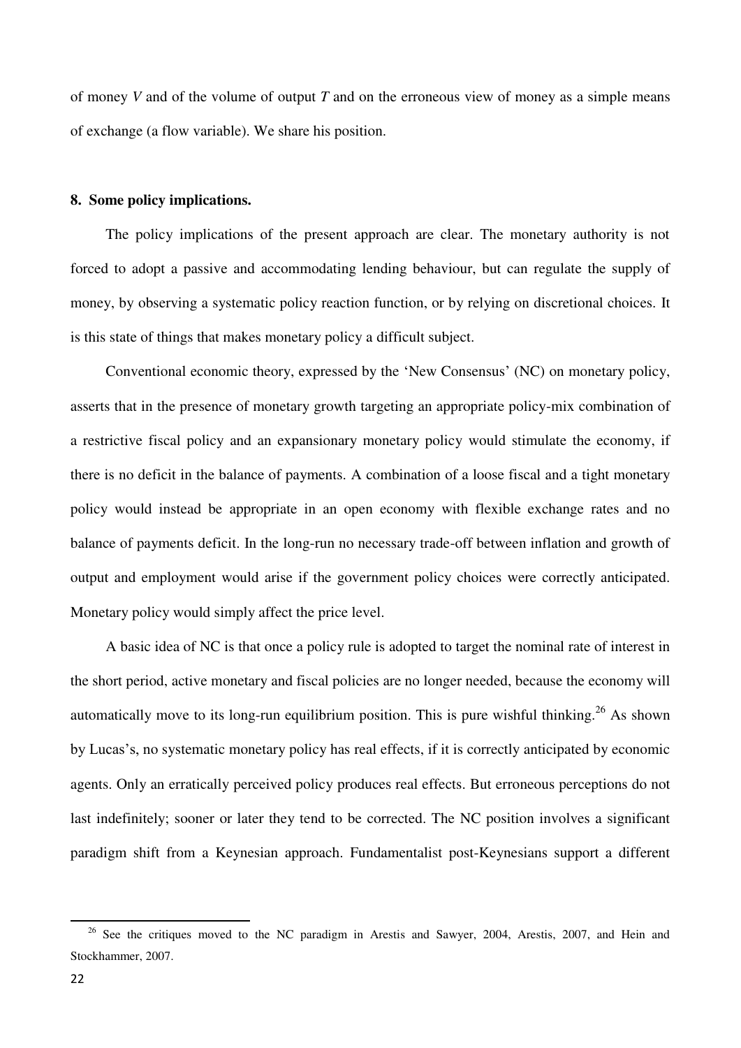of money $V$ and of the volume of output $T$ and on the erroneous view of money as a simple means of exchange (a flow variable). We share his position.

## 8. Some policy implications.

The policy implications of the present approach are clear. The monetary authority is not forced to adopt a passive and accommodating lending behaviour, but can regulate the supply of money, by observing a systematic policy reaction function, or by relying on discretional choices. It is this state of things that makes monetary policy a difficult subject.

Conventional economic theory, expressed by the 'New Consensus' (NC) on monetary policy, asserts that in the presence of monetary growth targeting an appropriate policy-mix combination of a restrictive fiscal policy and an expansionary monetary policy would stimulate the economy, if there is no deficit in the balance of payments. A combination of a loose fiscal and a tight monetary policy would instead be appropriate in an open economy with flexible exchange rates and no balance of payments deficit. In the long-run no necessary trade-off between inflation and growth of output and employment would arise if the government policy choices were correctly anticipated. Monetary policy would simply affect the price level.

A basic idea of NC is that once a policy rule is adopted to target the nominal rate of interest in the short period, active monetary and fiscal policies are no longer needed, because the economy will automatically move to its long-run equilibrium position. This is pure wishful thinking.[26] As shown by Lucas's, no systematic monetary policy has real effects, if it is correctly anticipated by economic agents. Only an erratically perceived policy produces real effects. But erroneous perceptions do not last indefinitely; sooner or later they tend to be corrected. The NC position involves a significant paradigm shift from a Keynesian approach. Fundamentalist post-Keynesians support a different

[26] See the critiques moved to the NC paradigm in Arestis and Sawyer, 2004, Arestis, 2007, and Hein and Stockhammer, 2007.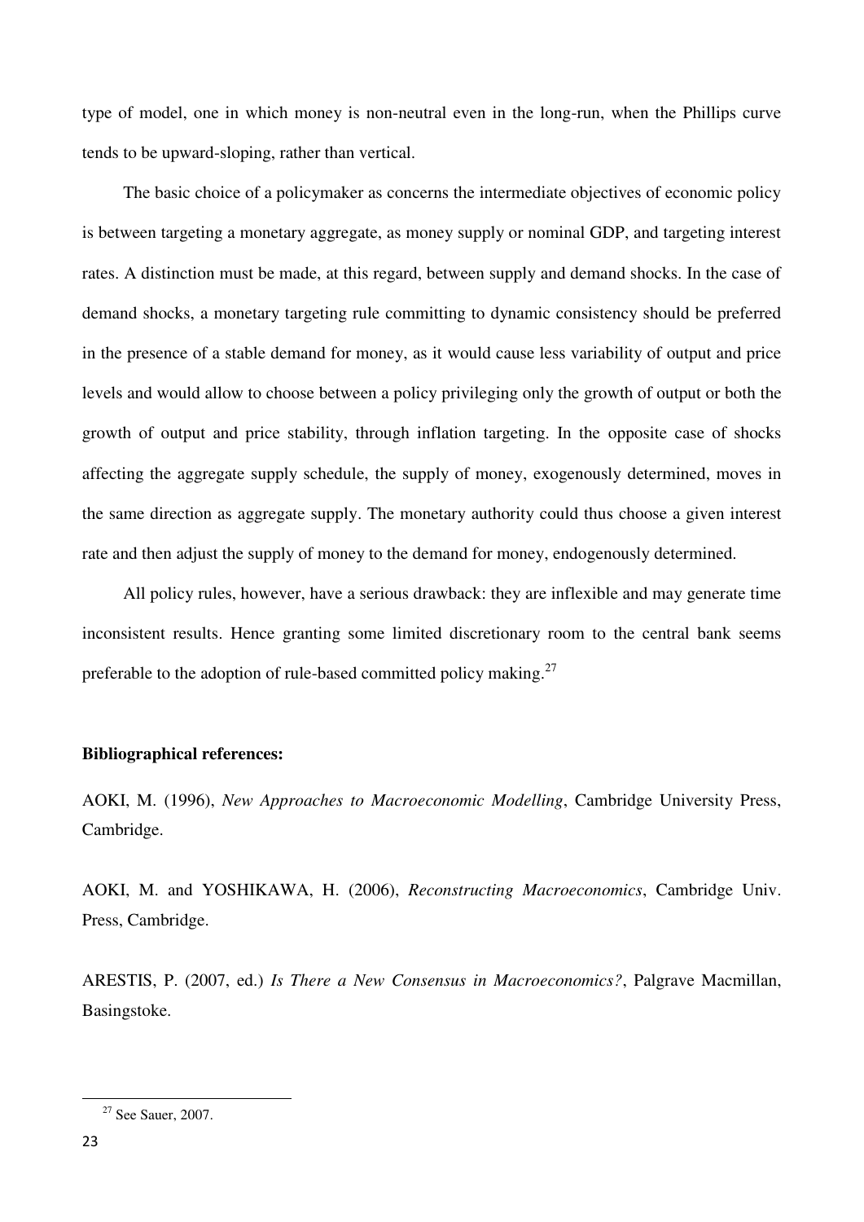type of model, one in which money is non-neutral even in the long-run, when the Phillips curve tends to be upward-sloping, rather than vertical.

The basic choice of a policymaker as concerns the intermediate objectives of economic policy is between targeting a monetary aggregate, as money supply or nominal GDP, and targeting interest rates. A distinction must be made, at this regard, between supply and demand shocks. In the case of demand shocks, a monetary targeting rule committing to dynamic consistency should be preferred in the presence of a stable demand for money, as it would cause less variability of output and price levels and would allow to choose between a policy privileging only the growth of output or both the growth of output and price stability, through inflation targeting. In the opposite case of shocks affecting the aggregate supply schedule, the supply of money, exogenously determined, moves in the same direction as aggregate supply. The monetary authority could thus choose a given interest rate and then adjust the supply of money to the demand for money, endogenously determined.

All policy rules, however, have a serious drawback: they are inflexible and may generate time inconsistent results. Hence granting some limited discretionary room to the central bank seems preferable to the adoption of rule-based committed policy making.[27]

**Bibliographical references:**

AOKI, M. (1996), *New Approaches to Macroeconomic Modelling*, Cambridge University Press, Cambridge.

AOKI, M. and YOSHIKAWA, H. (2006), *Reconstructing Macroeconomics*, Cambridge Univ. Press, Cambridge.

ARESTIS, P. (2007, ed.) *Is There a New Consensus in Macroeconomics?*, Palgrave Macmillan, Basingstoke.

[27] See Sauer, 2007.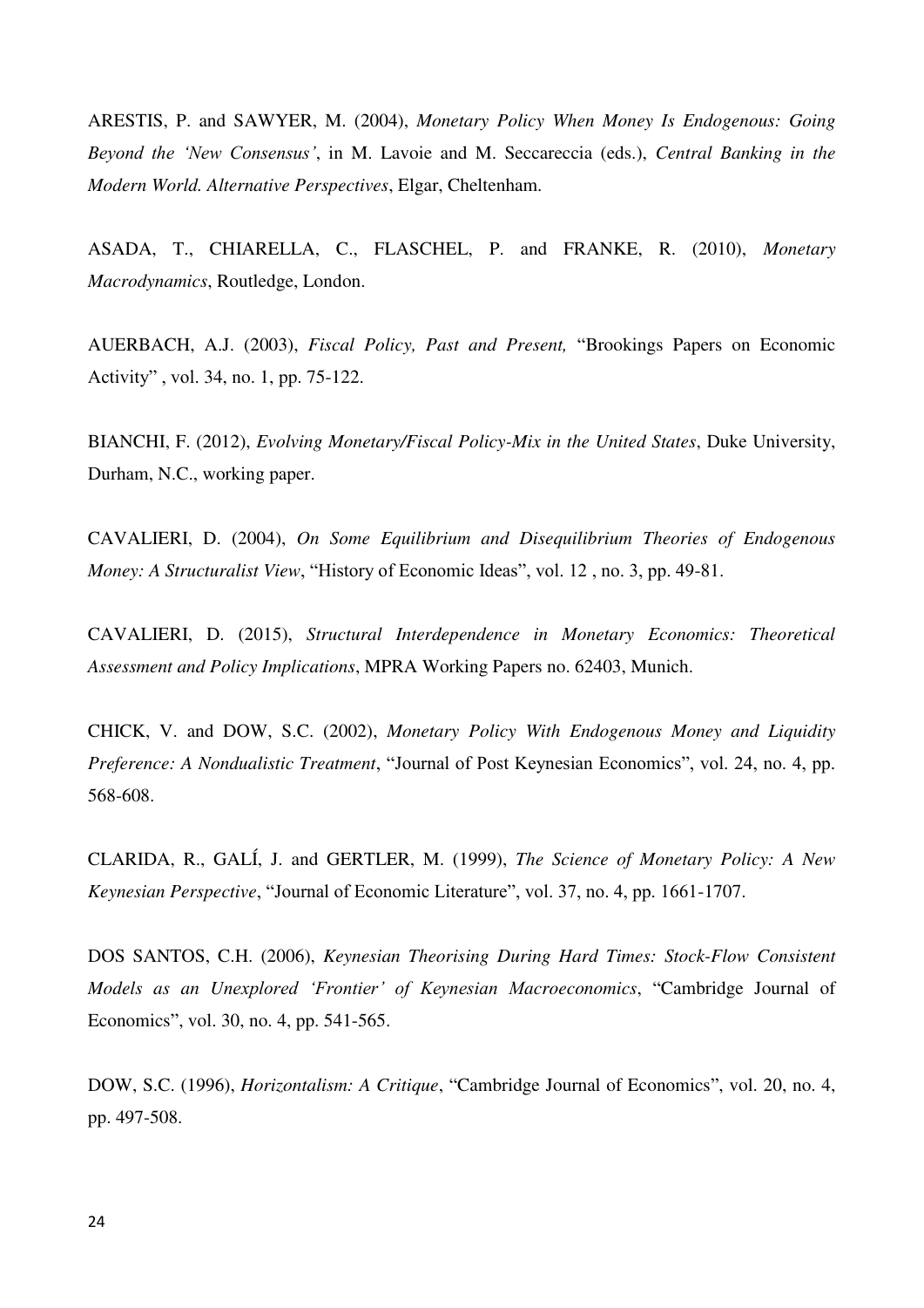ARESTIS, P. and SAWYER, M. (2004), *Monetary Policy When Money Is Endogenous: Going Beyond the 'New Consensus'*, in M. Lavoie and M. Seccareccia (eds.), *Central Banking in the Modern World. Alternative Perspectives*, Elgar, Cheltenham.

ASADA, T., CHIARELLA, C., FLASCHEL, P. and FRANKE, R. (2010), *Monetary Macrodynamics*, Routledge, London.

AUERBACH, A.J. (2003), *Fiscal Policy, Past and Present,* "Brookings Papers on Economic Activity" , vol. 34, no. 1, pp. 75-122.

BIANCHI, F. (2012), *Evolving Monetary/Fiscal Policy-Mix in the United States*, Duke University, Durham, N.C., working paper.

CAVALIERI, D. (2004), *On Some Equilibrium and Disequilibrium Theories of Endogenous Money: A Structuralist View*, "History of Economic Ideas", vol. 12 , no. 3, pp. 49-81.

CAVALIERI, D. (2015), *Structural Interdependence in Monetary Economics: Theoretical Assessment and Policy Implications*, MPRA Working Papers no. 62403, Munich.

CHICK, V. and DOW, S.C. (2002), *Monetary Policy With Endogenous Money and Liquidity Preference: A Nondualistic Treatment*, "Journal of Post Keynesian Economics", vol. 24, no. 4, pp. 568-608.

CLARIDA, R., GALÍ, J. and GERTLER, M. (1999), *The Science of Monetary Policy: A New Keynesian Perspective*, "Journal of Economic Literature", vol. 37, no. 4, pp. 1661-1707.

DOS SANTOS, C.H. (2006), *Keynesian Theorising During Hard Times: Stock-Flow Consistent Models as an Unexplored 'Frontier' of Keynesian Macroeconomics*, "Cambridge Journal of Economics", vol. 30, no. 4, pp. 541-565.

DOW, S.C. (1996), *Horizontalism: A Critique*, "Cambridge Journal of Economics", vol. 20, no. 4, pp. 497-508.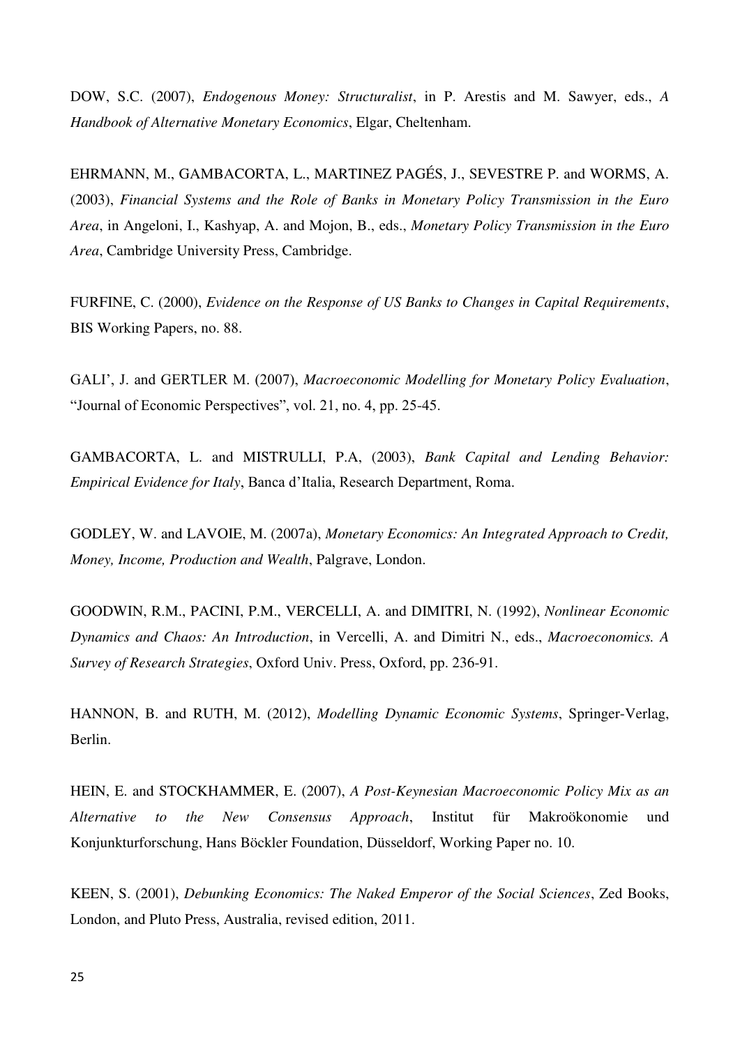DOW, S.C. (2007), *Endogenous Money: Structuralist*, in P. Arestis and M. Sawyer, eds., *A Handbook of Alternative Monetary Economics*, Elgar, Cheltenham.

EHRMANN, M., GAMBACORTA, L., MARTINEZ PAGÉS, J., SEVESTRE P. and WORMS, A. (2003), *Financial Systems and the Role of Banks in Monetary Policy Transmission in the Euro Area*, in Angeloni, I., Kashyap, A. and Mojon, B., eds., *Monetary Policy Transmission in the Euro Area*, Cambridge University Press, Cambridge.

FURFINE, C. (2000), *Evidence on the Response of US Banks to Changes in Capital Requirements*, BIS Working Papers, no. 88.

GALI', J. and GERTLER M. (2007), *Macroeconomic Modelling for Monetary Policy Evaluation*, "Journal of Economic Perspectives", vol. 21, no. 4, pp. 25-45.

GAMBACORTA, L. and MISTRULLI, P.A, (2003), *Bank Capital and Lending Behavior: Empirical Evidence for Italy*, Banca d'Italia, Research Department, Roma.

GODLEY, W. and LAVOIE, M. (2007a), *Monetary Economics: An Integrated Approach to Credit, Money, Income, Production and Wealth*, Palgrave, London.

GOODWIN, R.M., PACINI, P.M., VERCELLI, A. and DIMITRI, N. (1992), *Nonlinear Economic Dynamics and Chaos: An Introduction*, in Vercelli, A. and Dimitri N., eds., *Macroeconomics. A Survey of Research Strategies*, Oxford Univ. Press, Oxford, pp. 236-91.

HANNON, B. and RUTH, M. (2012), *Modelling Dynamic Economic Systems*, Springer-Verlag, Berlin.

HEIN, E. and STOCKHAMMER, E. (2007), *A Post-Keynesian Macroeconomic Policy Mix as an Alternative to the New Consensus Approach*, Institut für Makroökonomie und Konjunkturforschung, Hans Böckler Foundation, Düsseldorf, Working Paper no. 10.

KEEN, S. (2001), *Debunking Economics: The Naked Emperor of the Social Sciences*, Zed Books, London, and Pluto Press, Australia, revised edition, 2011.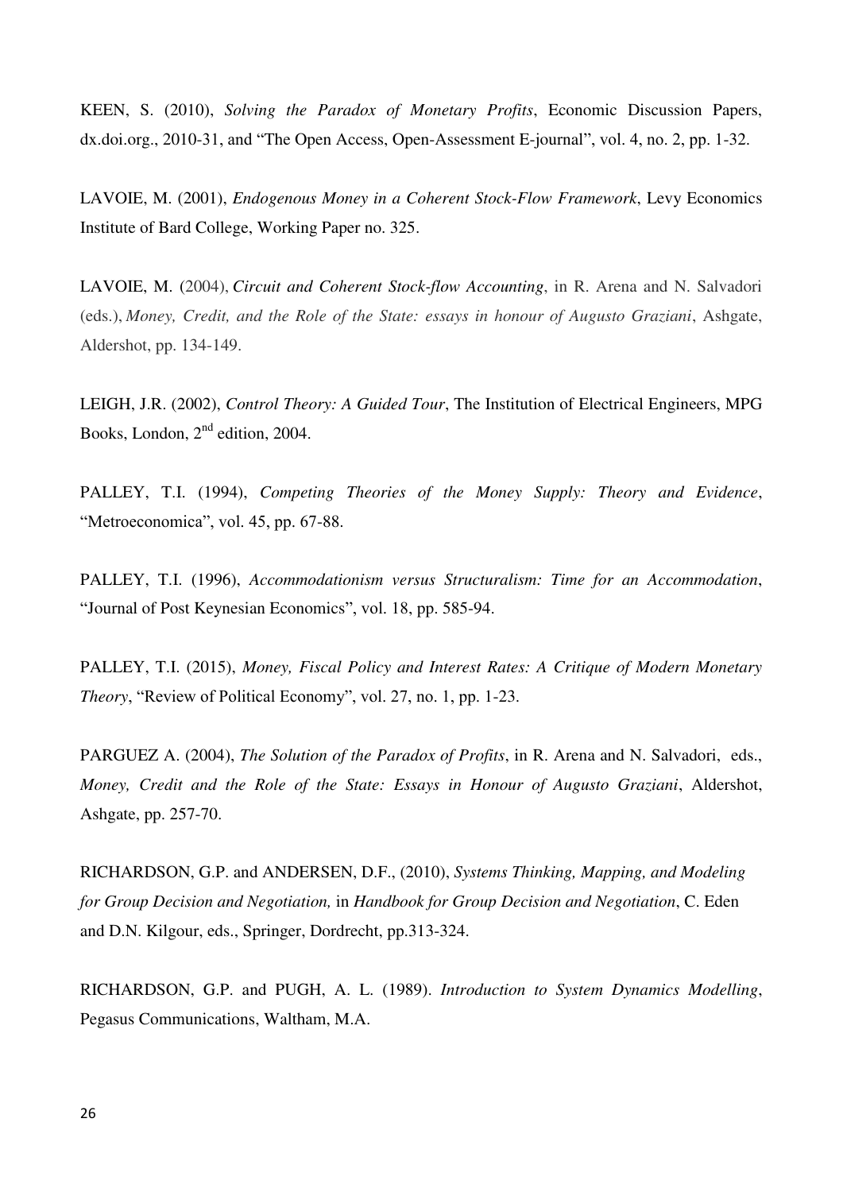KEEN, S. (2010), *Solving the Paradox of Monetary Profits*, Economic Discussion Papers, dx.doi.org., 2010-31, and "The Open Access, Open-Assessment E-journal", vol. 4, no. 2, pp. 1-32.

LAVOIE, M. (2001), *Endogenous Money in a Coherent Stock-Flow Framework*, Levy Economics Institute of Bard College, Working Paper no. 325.

LAVOIE, M. (2004), *Circuit and Coherent Stock-flow Accounting*, in R. Arena and N. Salvadori (eds.), *Money, Credit, and the Role of the State: essays in honour of Augusto Graziani*, Ashgate, Aldershot, pp. 134-149.

LEIGH, J.R. (2002), *Control Theory: A Guided Tour*, The Institution of Electrical Engineers, MPG Books, London, 2nd edition, 2004.

PALLEY, T.I. (1994), *Competing Theories of the Money Supply: Theory and Evidence*, "Metroeconomica", vol. 45, pp. 67-88.

PALLEY, T.I. (1996), *Accommodationism versus Structuralism: Time for an Accommodation*, "Journal of Post Keynesian Economics", vol. 18, pp. 585-94.

PALLEY, T.I. (2015), *Money, Fiscal Policy and Interest Rates: A Critique of Modern Monetary Theory*, "Review of Political Economy", vol. 27, no. 1, pp. 1-23.

PARGUEZ A. (2004), *The Solution of the Paradox of Profits*, in R. Arena and N. Salvadori, eds., *Money, Credit and the Role of the State: Essays in Honour of Augusto Graziani*, Aldershot, Ashgate, pp. 257-70.

RICHARDSON, G.P. and ANDERSEN, D.F., (2010), *Systems Thinking, Mapping, and Modeling for Group Decision and Negotiation,* in *Handbook for Group Decision and Negotiation*, C. Eden and D.N. Kilgour, eds., Springer, Dordrecht, pp.313-324.

RICHARDSON, G.P. and PUGH, A. L. (1989). *Introduction to System Dynamics Modelling*, Pegasus Communications, Waltham, M.A.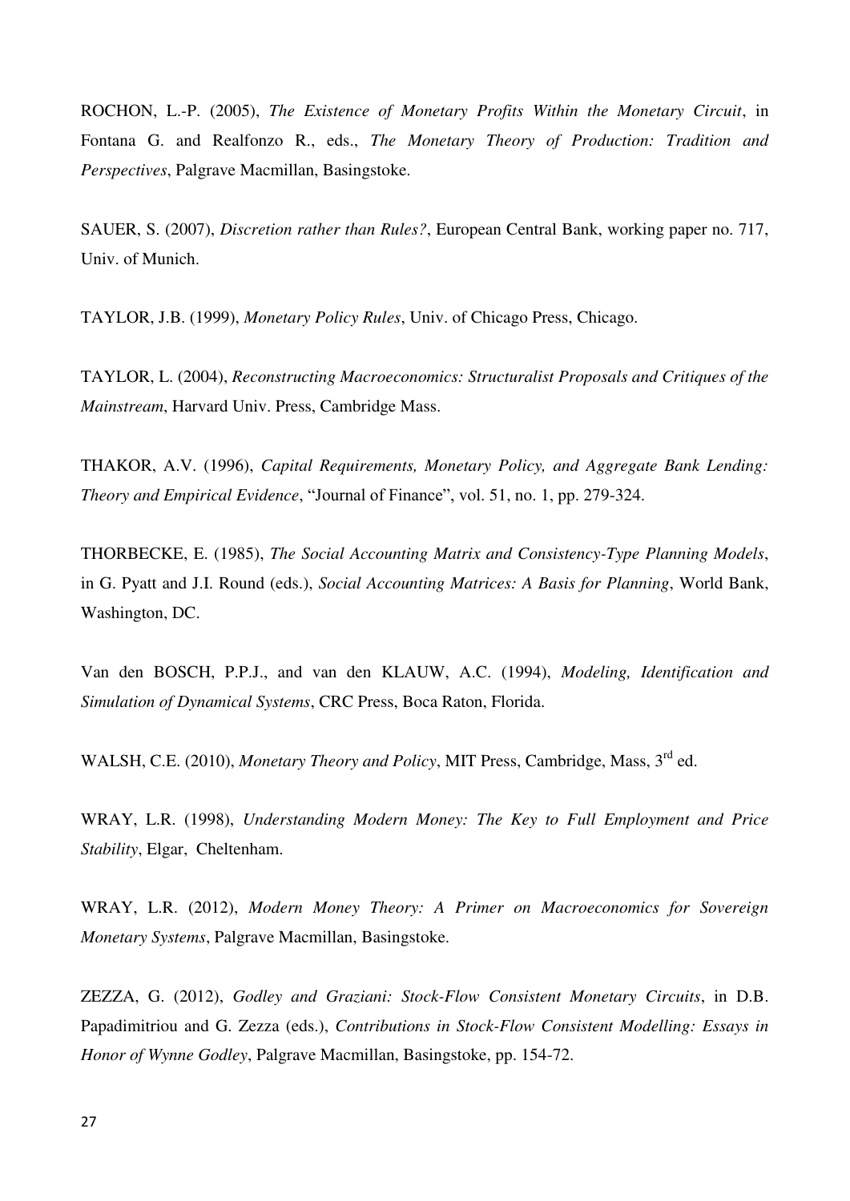ROCHON, L.-P. (2005), *The Existence of Monetary Profits Within the Monetary Circuit*, in Fontana G. and Realfonzo R., eds., *The Monetary Theory of Production: Tradition and Perspectives*, Palgrave Macmillan, Basingstoke.

SAUER, S. (2007), *Discretion rather than Rules?*, European Central Bank, working paper no. 717, Univ. of Munich.

TAYLOR, J.B. (1999), *Monetary Policy Rules*, Univ. of Chicago Press, Chicago.

TAYLOR, L. (2004), *Reconstructing Macroeconomics: Structuralist Proposals and Critiques of the Mainstream*, Harvard Univ. Press, Cambridge Mass.

THAKOR, A.V. (1996), *Capital Requirements, Monetary Policy, and Aggregate Bank Lending: Theory and Empirical Evidence*, "Journal of Finance", vol. 51, no. 1, pp. 279-324.

THORBECKE, E. (1985), *The Social Accounting Matrix and Consistency-Type Planning Models*, in G. Pyatt and J.I. Round (eds.), *Social Accounting Matrices: A Basis for Planning*, World Bank, Washington, DC.

Van den BOSCH, P.P.J., and van den KLAUW, A.C. (1994), *Modeling, Identification and Simulation of Dynamical Systems*, CRC Press, Boca Raton, Florida.

WALSH, C.E. (2010), *Monetary Theory and Policy*, MIT Press, Cambridge, Mass, 3rd ed.

WRAY, L.R. (1998), *Understanding Modern Money: The Key to Full Employment and Price Stability*, Elgar, Cheltenham.

WRAY, L.R. (2012), *Modern Money Theory: A Primer on Macroeconomics for Sovereign Monetary Systems*, Palgrave Macmillan, Basingstoke.

ZEZZA, G. (2012), *Godley and Graziani: Stock-Flow Consistent Monetary Circuits*, in D.B. Papadimitriou and G. Zezza (eds.), *Contributions in Stock-Flow Consistent Modelling: Essays in Honor of Wynne Godley*, Palgrave Macmillan, Basingstoke, pp. 154-72.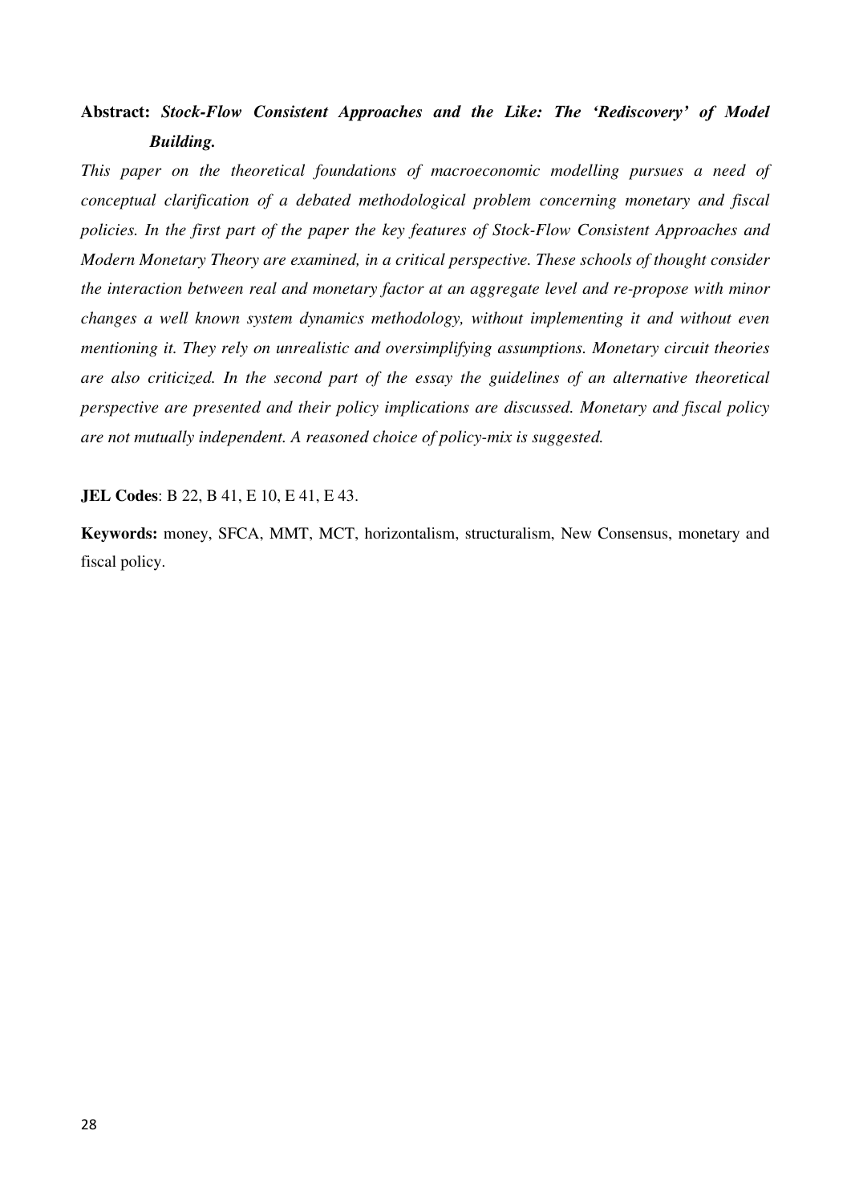**Abstract:** ***Stock-Flow Consistent Approaches and the Like: The 'Rediscovery' of Model Building.***

*This paper on the theoretical foundations of macroeconomic modelling pursues a need of conceptual clarification of a debated methodological problem concerning monetary and fiscal policies. In the first part of the paper the key features of Stock-Flow Consistent Approaches and Modern Monetary Theory are examined, in a critical perspective. These schools of thought consider the interaction between real and monetary factor at an aggregate level and re-propose with minor changes a well known system dynamics methodology, without implementing it and without even mentioning it. They rely on unrealistic and oversimplifying assumptions. Monetary circuit theories are also criticized. In the second part of the essay the guidelines of an alternative theoretical perspective are presented and their policy implications are discussed. Monetary and fiscal policy are not mutually independent. A reasoned choice of policy-mix is suggested.*

**JEL Codes**: B 22, B 41, E 10, E 41, E 43.

**Keywords:** money, SFCA, MMT, MCT, horizontalism, structuralism, New Consensus, monetary and fiscal policy.